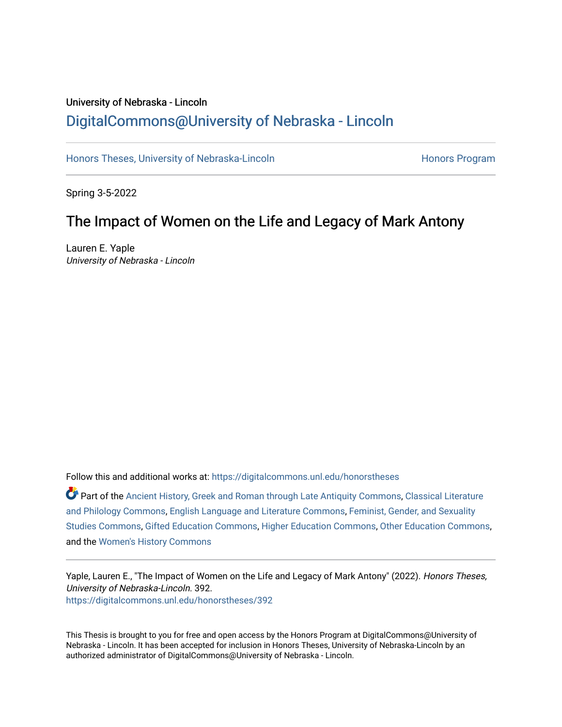University of Nebraska - Lincoln

## DigitalCommons@University of Nebraska - Lincoln

Honors Theses, University of Nebraska-Lincoln | Honors Program

Spring 3-5-2022

# The Impact of Women on the Life and Legacy of Mark Antony

Lauren E. Yaple
*University of Nebraska - Lincoln*

Follow this and additional works at: https://digitalcommons.unl.edu/honorstheses

Part of the Ancient History, Greek and Roman through Late Antiquity Commons, Classical Literature and Philology Commons, English Language and Literature Commons, Feminist, Gender, and Sexuality Studies Commons, Gifted Education Commons, Higher Education Commons, Other Education Commons, and the Women's History Commons

Yaple, Lauren E., "The Impact of Women on the Life and Legacy of Mark Antony" (2022). *Honors Theses, University of Nebraska-Lincoln*. 392.
https://digitalcommons.unl.edu/honorstheses/392

This Thesis is brought to you for free and open access by the Honors Program at DigitalCommons@University of Nebraska - Lincoln. It has been accepted for inclusion in Honors Theses, University of Nebraska-Lincoln by an authorized administrator of DigitalCommons@University of Nebraska - Lincoln.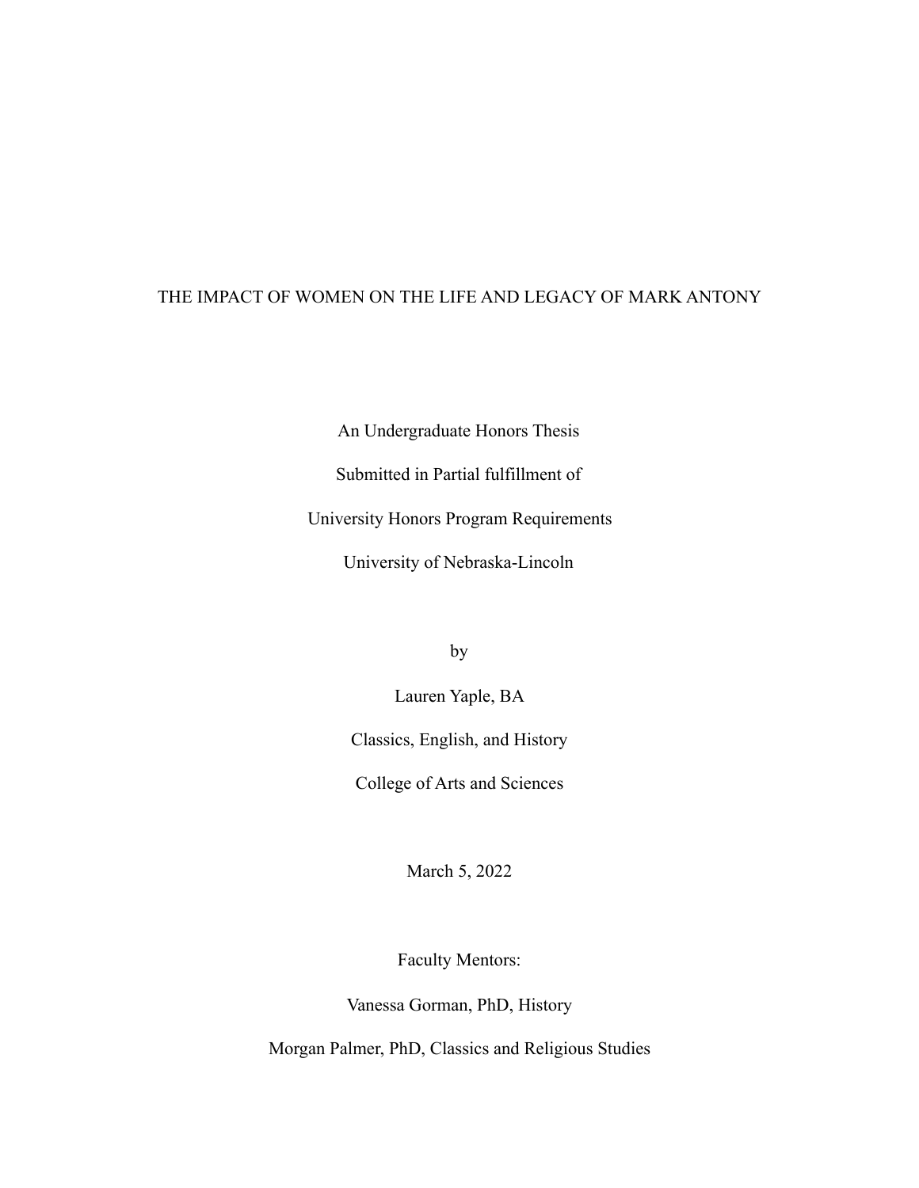# THE IMPACT OF WOMEN ON THE LIFE AND LEGACY OF MARK ANTONY

An Undergraduate Honors Thesis

Submitted in Partial fulfillment of

University Honors Program Requirements

University of Nebraska-Lincoln

by

Lauren Yaple, BA

Classics, English, and History

College of Arts and Sciences

March 5, 2022

Faculty Mentors:

Vanessa Gorman, PhD, History

Morgan Palmer, PhD, Classics and Religious Studies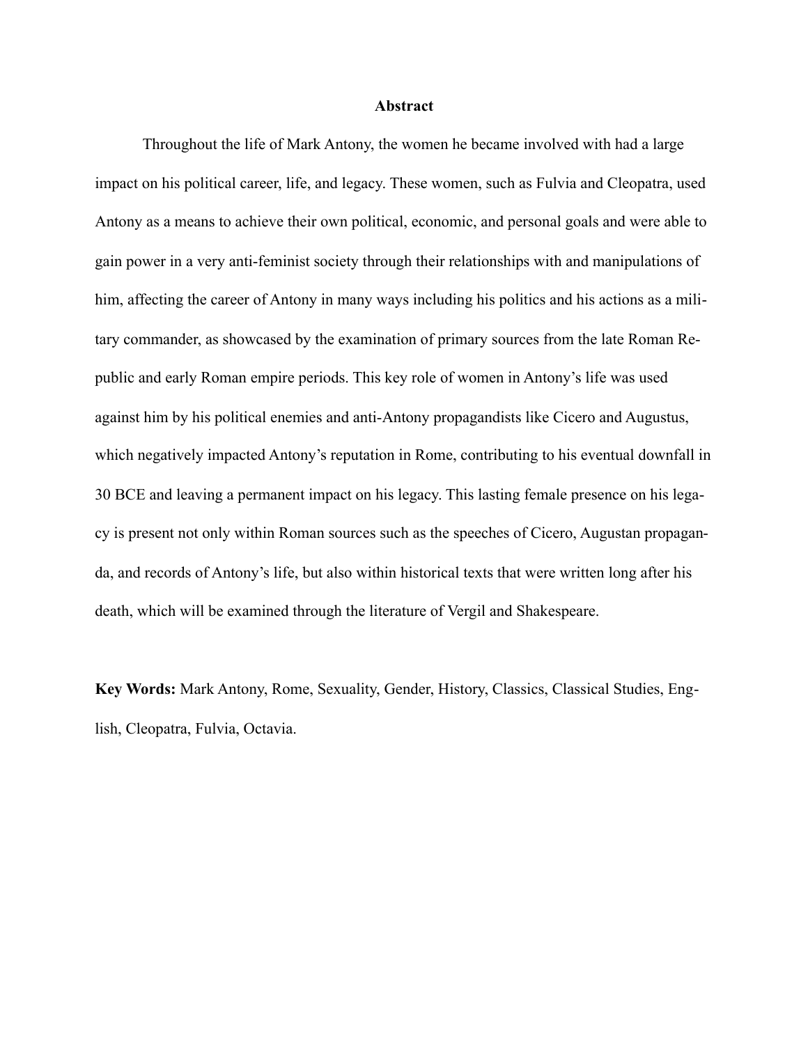**Abstract**

Throughout the life of Mark Antony, the women he became involved with had a large impact on his political career, life, and legacy. These women, such as Fulvia and Cleopatra, used Antony as a means to achieve their own political, economic, and personal goals and were able to gain power in a very anti-feminist society through their relationships with and manipulations of him, affecting the career of Antony in many ways including his politics and his actions as a military commander, as showcased by the examination of primary sources from the late Roman Republic and early Roman empire periods. This key role of women in Antony's life was used against him by his political enemies and anti-Antony propagandists like Cicero and Augustus, which negatively impacted Antony's reputation in Rome, contributing to his eventual downfall in 30 BCE and leaving a permanent impact on his legacy. This lasting female presence on his legacy is present not only within Roman sources such as the speeches of Cicero, Augustan propaganda, and records of Antony's life, but also within historical texts that were written long after his death, which will be examined through the literature of Vergil and Shakespeare.

**Key Words:** Mark Antony, Rome, Sexuality, Gender, History, Classics, Classical Studies, English, Cleopatra, Fulvia, Octavia.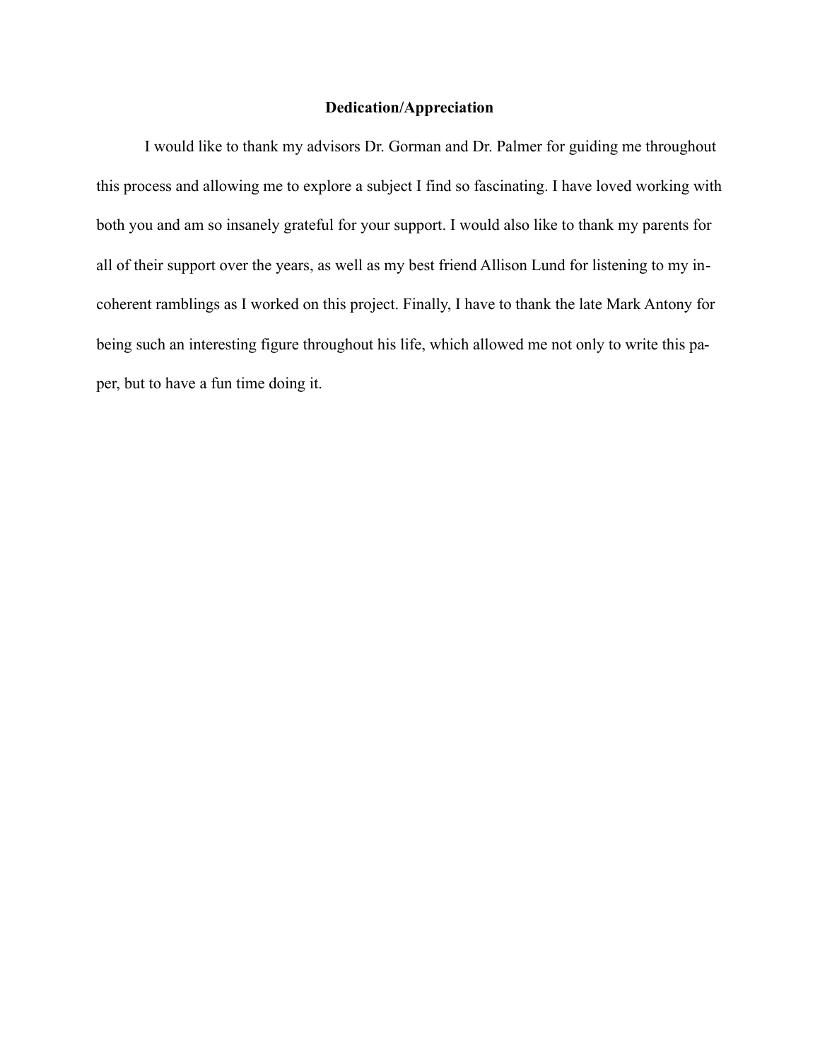## Dedication/Appreciation

I would like to thank my advisors Dr. Gorman and Dr. Palmer for guiding me throughout this process and allowing me to explore a subject I find so fascinating. I have loved working with both you and am so insanely grateful for your support. I would also like to thank my parents for all of their support over the years, as well as my best friend Allison Lund for listening to my incoherent ramblings as I worked on this project. Finally, I have to thank the late Mark Antony for being such an interesting figure throughout his life, which allowed me not only to write this paper, but to have a fun time doing it.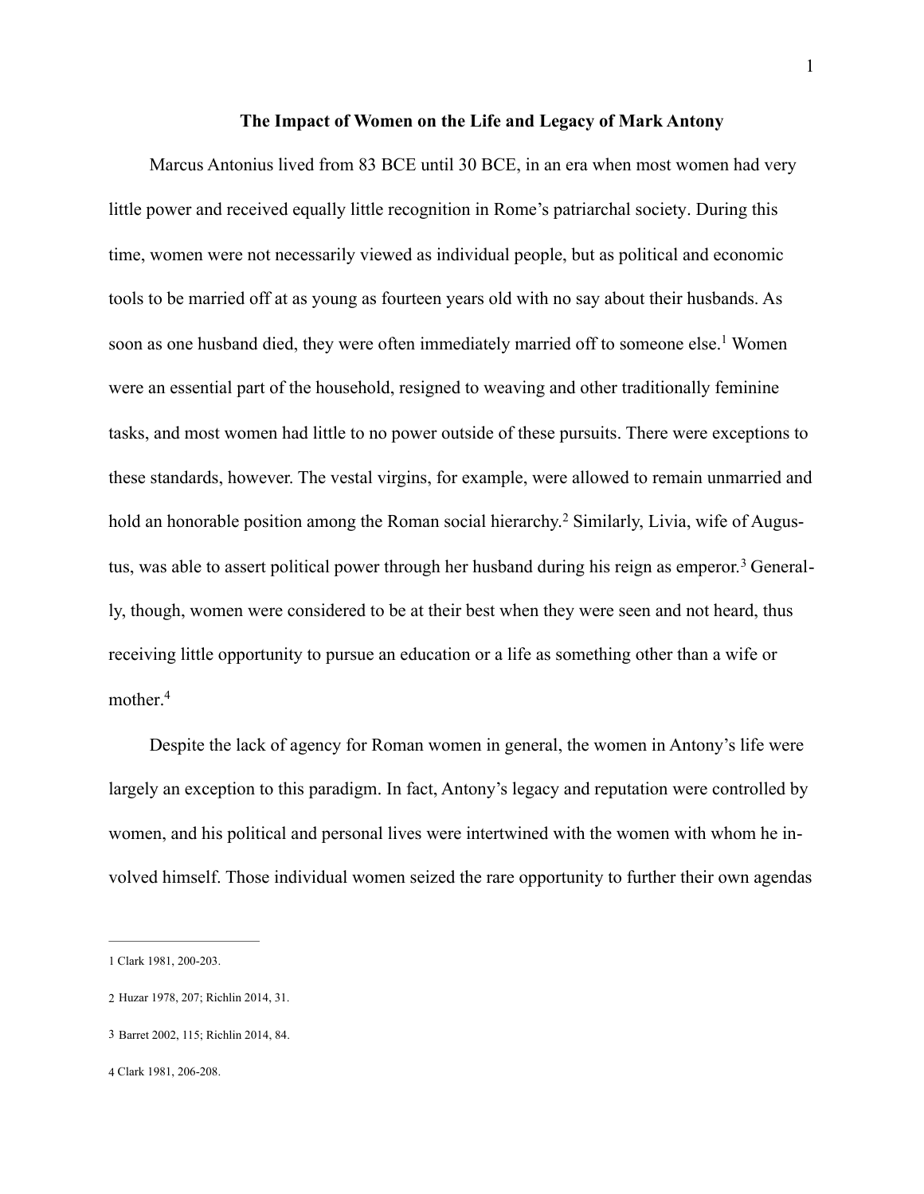**The Impact of Women on the Life and Legacy of Mark Antony**

Marcus Antonius lived from 83 BCE until 30 BCE, in an era when most women had very little power and received equally little recognition in Rome's patriarchal society. During this time, women were not necessarily viewed as individual people, but as political and economic tools to be married off at as young as fourteen years old with no say about their husbands. As soon as one husband died, they were often immediately married off to someone else.[1] Women were an essential part of the household, resigned to weaving and other traditionally feminine tasks, and most women had little to no power outside of these pursuits. There were exceptions to these standards, however. The vestal virgins, for example, were allowed to remain unmarried and hold an honorable position among the Roman social hierarchy.[2] Similarly, Livia, wife of Augustus, was able to assert political power through her husband during his reign as emperor.[3] Generally, though, women were considered to be at their best when they were seen and not heard, thus receiving little opportunity to pursue an education or a life as something other than a wife or mother.[4]

Despite the lack of agency for Roman women in general, the women in Antony's life were largely an exception to this paradigm. In fact, Antony's legacy and reputation were controlled by women, and his political and personal lives were intertwined with the women with whom he involved himself. Those individual women seized the rare opportunity to further their own agendas

---

1 Clark 1981, 200-203.

2 Huzar 1978, 207; Richlin 2014, 31.

3 Barret 2002, 115; Richlin 2014, 84.

4 Clark 1981, 206-208.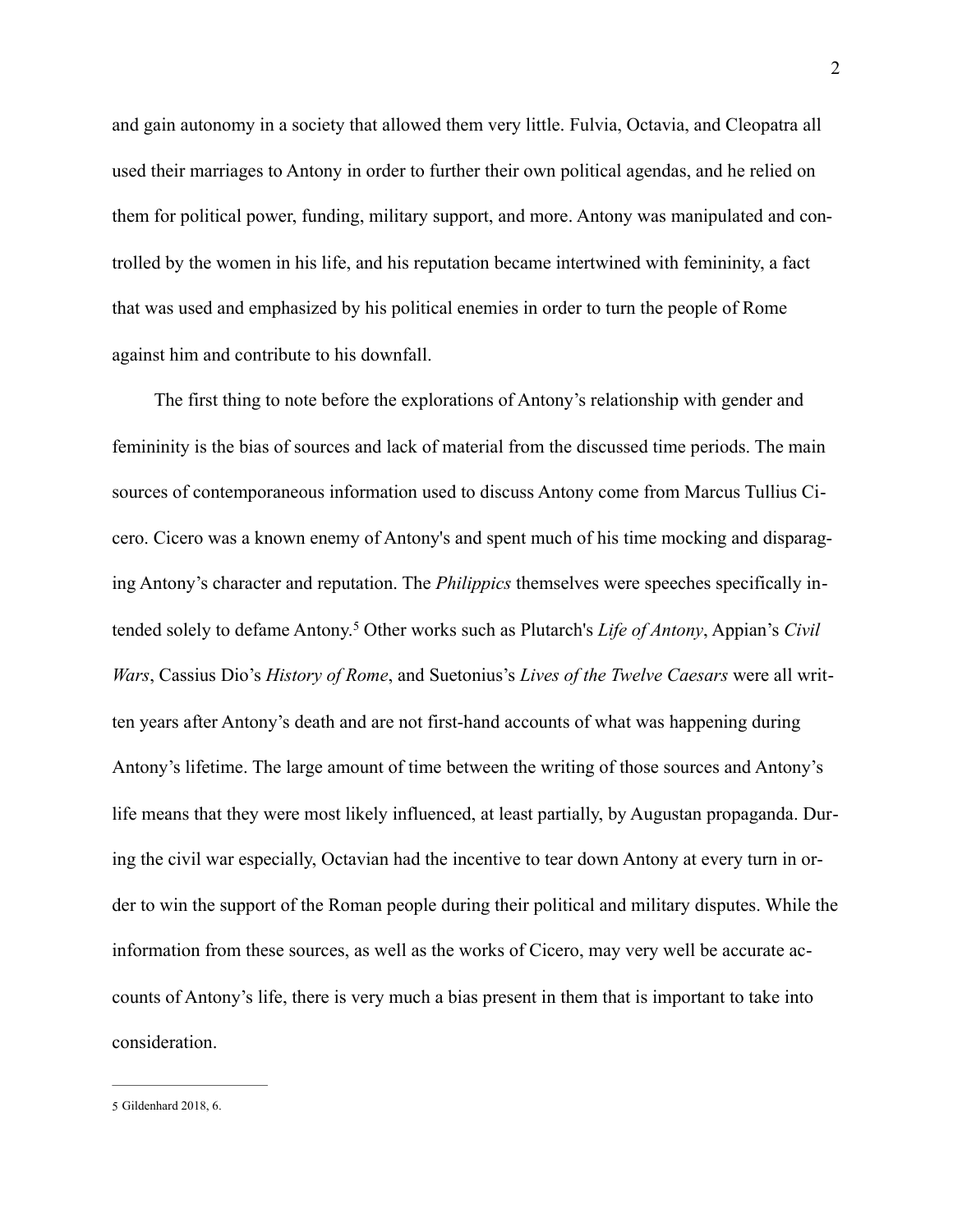and gain autonomy in a society that allowed them very little. Fulvia, Octavia, and Cleopatra all used their marriages to Antony in order to further their own political agendas, and he relied on them for political power, funding, military support, and more. Antony was manipulated and controlled by the women in his life, and his reputation became intertwined with femininity, a fact that was used and emphasized by his political enemies in order to turn the people of Rome against him and contribute to his downfall.

The first thing to note before the explorations of Antony's relationship with gender and femininity is the bias of sources and lack of material from the discussed time periods. The main sources of contemporaneous information used to discuss Antony come from Marcus Tullius Cicero. Cicero was a known enemy of Antony's and spent much of his time mocking and disparaging Antony's character and reputation. The *Philippics* themselves were speeches specifically intended solely to defame Antony.[5] Other works such as Plutarch's *Life of Antony*, Appian's *Civil Wars*, Cassius Dio's *History of Rome*, and Suetonius's *Lives of the Twelve Caesars* were all written years after Antony's death and are not first-hand accounts of what was happening during Antony's lifetime. The large amount of time between the writing of those sources and Antony's life means that they were most likely influenced, at least partially, by Augustan propaganda. During the civil war especially, Octavian had the incentive to tear down Antony at every turn in order to win the support of the Roman people during their political and military disputes. While the information from these sources, as well as the works of Cicero, may very well be accurate accounts of Antony's life, there is very much a bias present in them that is important to take into consideration.

---

5 Gildenhard 2018, 6.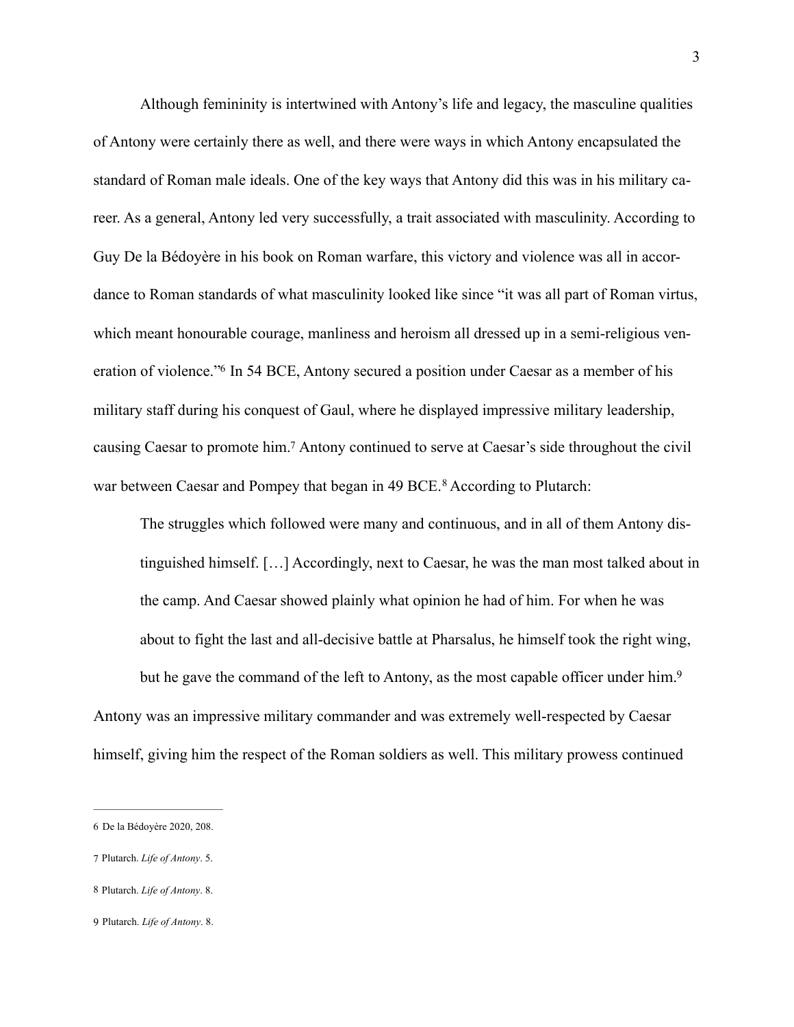Although femininity is intertwined with Antony's life and legacy, the masculine qualities of Antony were certainly there as well, and there were ways in which Antony encapsulated the standard of Roman male ideals. One of the key ways that Antony did this was in his military career. As a general, Antony led very successfully, a trait associated with masculinity. According to Guy De la Bédoyère in his book on Roman warfare, this victory and violence was all in accordance to Roman standards of what masculinity looked like since "it was all part of Roman virtus, which meant honourable courage, manliness and heroism all dressed up in a semi-religious veneration of violence."[6] In 54 BCE, Antony secured a position under Caesar as a member of his military staff during his conquest of Gaul, where he displayed impressive military leadership, causing Caesar to promote him.[7] Antony continued to serve at Caesar's side throughout the civil war between Caesar and Pompey that began in 49 BCE.[8] According to Plutarch:

> The struggles which followed were many and continuous, and in all of them Antony distinguished himself. […] Accordingly, next to Caesar, he was the man most talked about in the camp. And Caesar showed plainly what opinion he had of him. For when he was about to fight the last and all-decisive battle at Pharsalus, he himself took the right wing, but he gave the command of the left to Antony, as the most capable officer under him.[9]

Antony was an impressive military commander and was extremely well-respected by Caesar himself, giving him the respect of the Roman soldiers as well. This military prowess continued

---

6 De la Bédoyère 2020, 208.

7 Plutarch. *Life of Antony*. 5.

8 Plutarch. *Life of Antony*. 8.

9 Plutarch. *Life of Antony*. 8.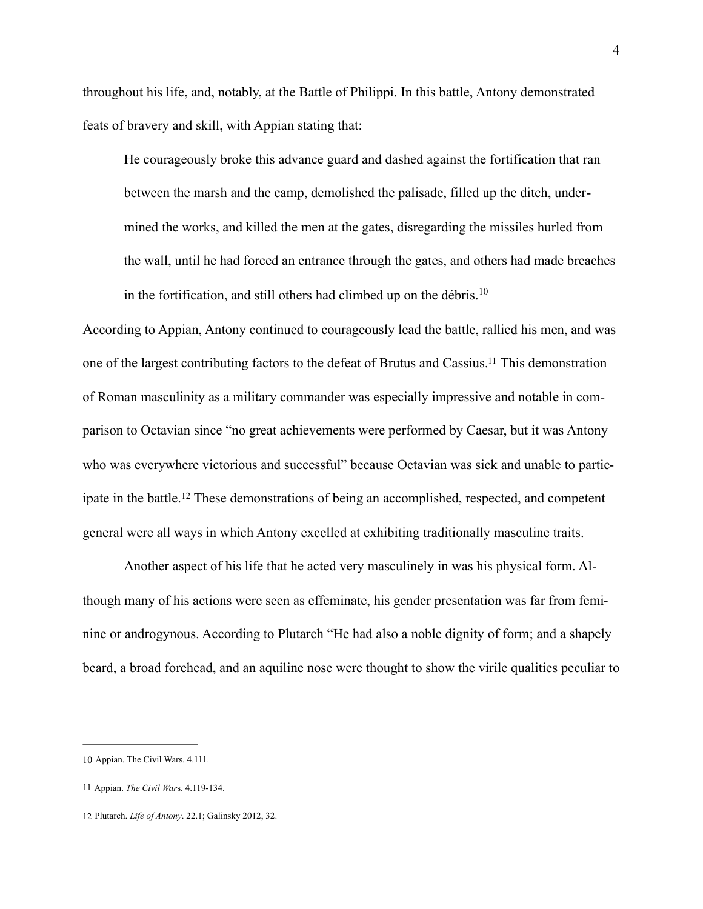throughout his life, and, notably, at the Battle of Philippi. In this battle, Antony demonstrated feats of bravery and skill, with Appian stating that:

> He courageously broke this advance guard and dashed against the fortification that ran between the marsh and the camp, demolished the palisade, filled up the ditch, undermined the works, and killed the men at the gates, disregarding the missiles hurled from the wall, until he had forced an entrance through the gates, and others had made breaches in the fortification, and still others had climbed up on the débris.[10]

According to Appian, Antony continued to courageously lead the battle, rallied his men, and was one of the largest contributing factors to the defeat of Brutus and Cassius.[11] This demonstration of Roman masculinity as a military commander was especially impressive and notable in comparison to Octavian since "no great achievements were performed by Caesar, but it was Antony who was everywhere victorious and successful" because Octavian was sick and unable to participate in the battle.[12] These demonstrations of being an accomplished, respected, and competent general were all ways in which Antony excelled at exhibiting traditionally masculine traits.

Another aspect of his life that he acted very masculinely in was his physical form. Although many of his actions were seen as effeminate, his gender presentation was far from feminine or androgynous. According to Plutarch "He had also a noble dignity of form; and a shapely beard, a broad forehead, and an aquiline nose were thought to show the virile qualities peculiar to

---

10 Appian. The Civil Wars. 4.111.

11 Appian. *The Civil War*s. 4.119-134.

12 Plutarch. *Life of Antony*. 22.1; Galinsky 2012, 32.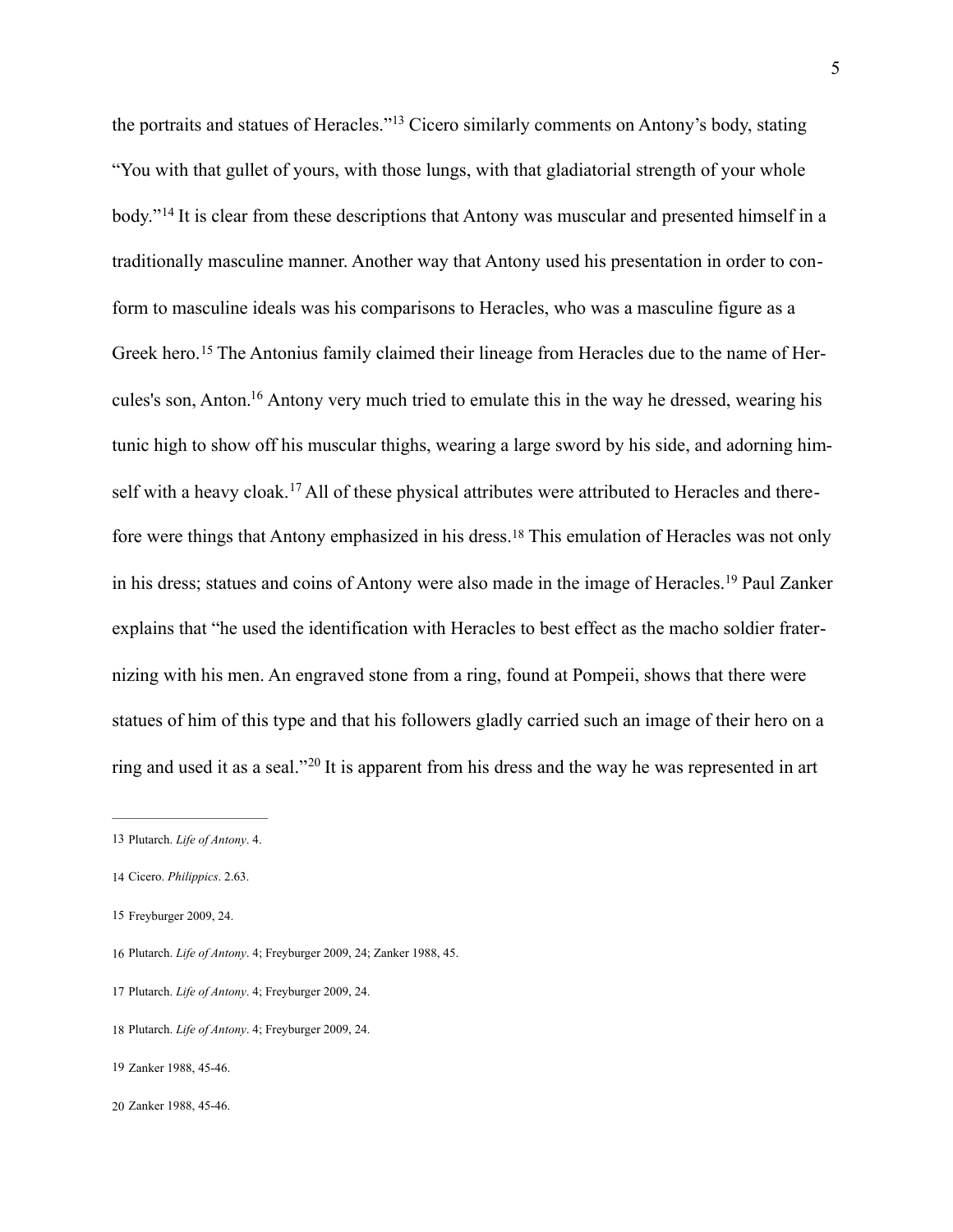the portraits and statues of Heracles."[13] Cicero similarly comments on Antony's body, stating "You with that gullet of yours, with those lungs, with that gladiatorial strength of your whole body."[14] It is clear from these descriptions that Antony was muscular and presented himself in a traditionally masculine manner. Another way that Antony used his presentation in order to conform to masculine ideals was his comparisons to Heracles, who was a masculine figure as a Greek hero.[15] The Antonius family claimed their lineage from Heracles due to the name of Hercules's son, Anton.[16] Antony very much tried to emulate this in the way he dressed, wearing his tunic high to show off his muscular thighs, wearing a large sword by his side, and adorning himself with a heavy cloak.[17] All of these physical attributes were attributed to Heracles and therefore were things that Antony emphasized in his dress.[18] This emulation of Heracles was not only in his dress; statues and coins of Antony were also made in the image of Heracles.[19] Paul Zanker explains that "he used the identification with Heracles to best effect as the macho soldier fraternizing with his men. An engraved stone from a ring, found at Pompeii, shows that there were statues of him of this type and that his followers gladly carried such an image of their hero on a ring and used it as a seal."[20] It is apparent from his dress and the way he was represented in art

---

13 Plutarch. *Life of Antony*. 4.

14 Cicero. *Philippics*. 2.63.

15 Freyburger 2009, 24.

16 Plutarch. *Life of Antony*. 4; Freyburger 2009, 24; Zanker 1988, 45.

17 Plutarch. *Life of Antony*. 4; Freyburger 2009, 24.

18 Plutarch. *Life of Antony*. 4; Freyburger 2009, 24.

19 Zanker 1988, 45-46.

20 Zanker 1988, 45-46.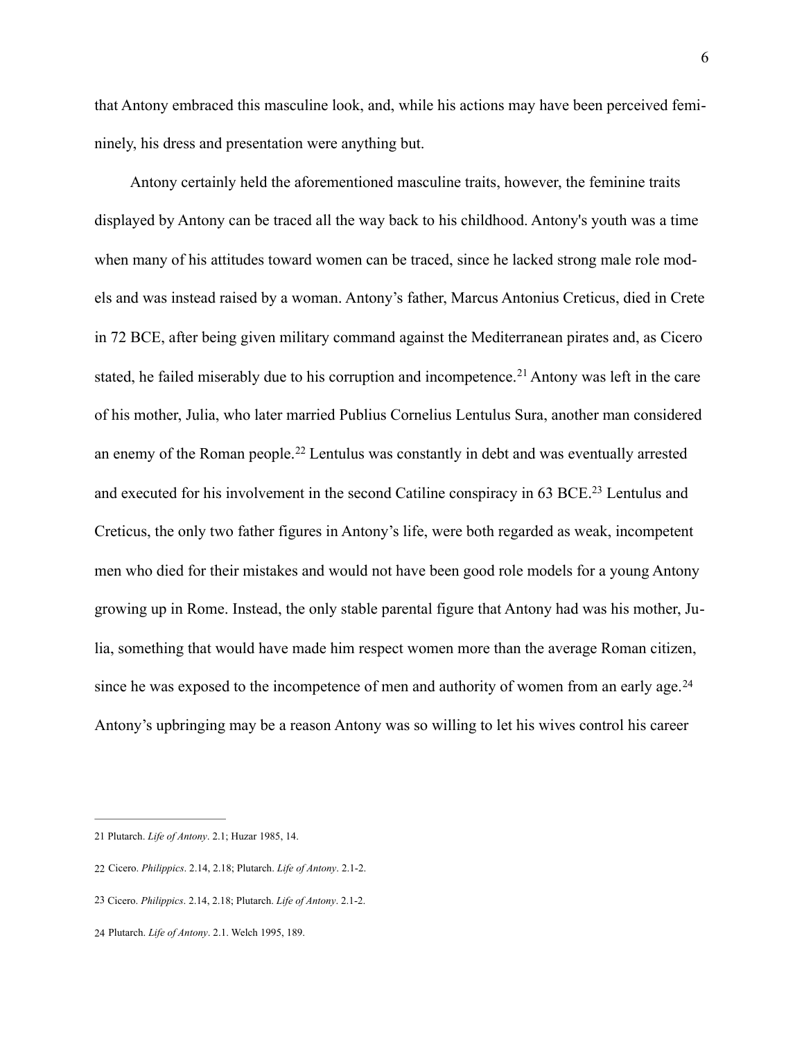that Antony embraced this masculine look, and, while his actions may have been perceived femininely, his dress and presentation were anything but.

Antony certainly held the aforementioned masculine traits, however, the feminine traits displayed by Antony can be traced all the way back to his childhood. Antony's youth was a time when many of his attitudes toward women can be traced, since he lacked strong male role models and was instead raised by a woman. Antony's father, Marcus Antonius Creticus, died in Crete in 72 BCE, after being given military command against the Mediterranean pirates and, as Cicero stated, he failed miserably due to his corruption and incompetence.[21] Antony was left in the care of his mother, Julia, who later married Publius Cornelius Lentulus Sura, another man considered an enemy of the Roman people.[22] Lentulus was constantly in debt and was eventually arrested and executed for his involvement in the second Catiline conspiracy in 63 BCE.[23] Lentulus and Creticus, the only two father figures in Antony's life, were both regarded as weak, incompetent men who died for their mistakes and would not have been good role models for a young Antony growing up in Rome. Instead, the only stable parental figure that Antony had was his mother, Julia, something that would have made him respect women more than the average Roman citizen, since he was exposed to the incompetence of men and authority of women from an early age.[24] Antony's upbringing may be a reason Antony was so willing to let his wives control his career

---

21 Plutarch. *Life of Antony*. 2.1; Huzar 1985, 14.

22 Cicero. *Philippics*. 2.14, 2.18; Plutarch. *Life of Antony*. 2.1-2.

23 Cicero. *Philippics*. 2.14, 2.18; Plutarch. *Life of Antony*. 2.1-2.

24 Plutarch. *Life of Antony*. 2.1. Welch 1995, 189.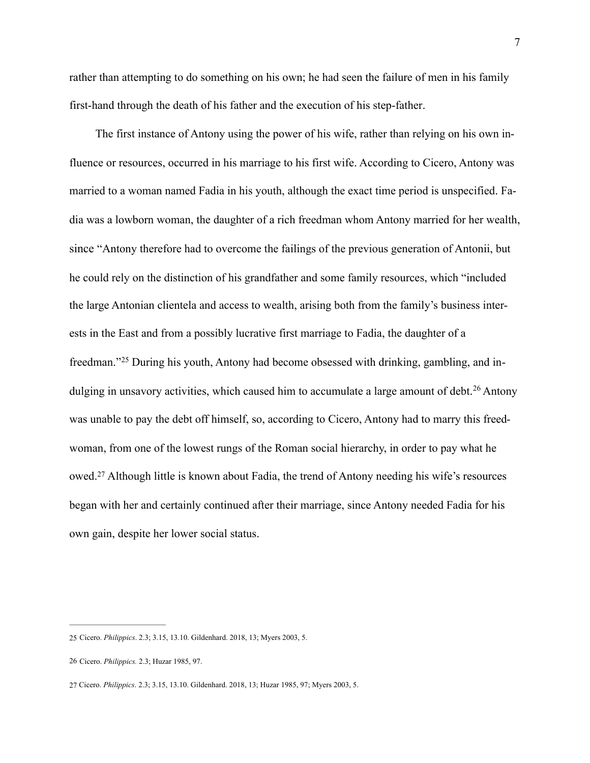rather than attempting to do something on his own; he had seen the failure of men in his family first-hand through the death of his father and the execution of his step-father.

The first instance of Antony using the power of his wife, rather than relying on his own influence or resources, occurred in his marriage to his first wife. According to Cicero, Antony was married to a woman named Fadia in his youth, although the exact time period is unspecified. Fadia was a lowborn woman, the daughter of a rich freedman whom Antony married for her wealth, since "Antony therefore had to overcome the failings of the previous generation of Antonii, but he could rely on the distinction of his grandfather and some family resources, which "included the large Antonian clientela and access to wealth, arising both from the family's business interests in the East and from a possibly lucrative first marriage to Fadia, the daughter of a freedman."[25] During his youth, Antony had become obsessed with drinking, gambling, and indulging in unsavory activities, which caused him to accumulate a large amount of debt.[26] Antony was unable to pay the debt off himself, so, according to Cicero, Antony had to marry this freedwoman, from one of the lowest rungs of the Roman social hierarchy, in order to pay what he owed.[27] Although little is known about Fadia, the trend of Antony needing his wife's resources began with her and certainly continued after their marriage, since Antony needed Fadia for his own gain, despite her lower social status.

---

25 Cicero. *Philippics*. 2.3; 3.15, 13.10. Gildenhard. 2018, 13; Myers 2003, 5.

26 Cicero. *Philippics.* 2.3; Huzar 1985, 97.

27 Cicero. *Philippics*. 2.3; 3.15, 13.10. Gildenhard. 2018, 13; Huzar 1985, 97; Myers 2003, 5.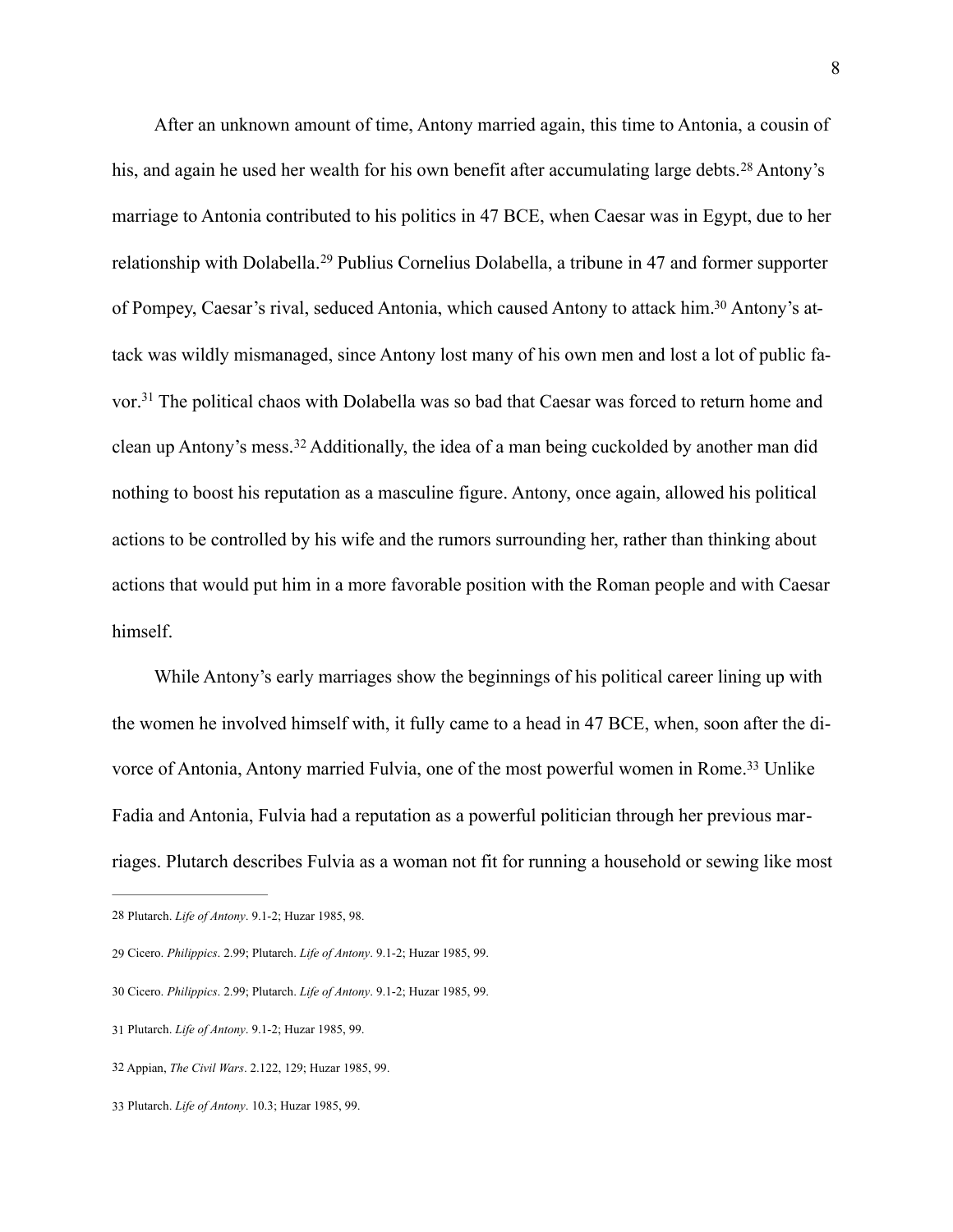After an unknown amount of time, Antony married again, this time to Antonia, a cousin of his, and again he used her wealth for his own benefit after accumulating large debts.[28] Antony's marriage to Antonia contributed to his politics in 47 BCE, when Caesar was in Egypt, due to her relationship with Dolabella.[29] Publius Cornelius Dolabella, a tribune in 47 and former supporter of Pompey, Caesar's rival, seduced Antonia, which caused Antony to attack him.[30] Antony's attack was wildly mismanaged, since Antony lost many of his own men and lost a lot of public favor.[31] The political chaos with Dolabella was so bad that Caesar was forced to return home and clean up Antony's mess.[32] Additionally, the idea of a man being cuckolded by another man did nothing to boost his reputation as a masculine figure. Antony, once again, allowed his political actions to be controlled by his wife and the rumors surrounding her, rather than thinking about actions that would put him in a more favorable position with the Roman people and with Caesar himself.

While Antony's early marriages show the beginnings of his political career lining up with the women he involved himself with, it fully came to a head in 47 BCE, when, soon after the divorce of Antonia, Antony married Fulvia, one of the most powerful women in Rome.[33] Unlike Fadia and Antonia, Fulvia had a reputation as a powerful politician through her previous marriages. Plutarch describes Fulvia as a woman not fit for running a household or sewing like most

---

28 Plutarch. *Life of Antony*. 9.1-2; Huzar 1985, 98.

29 Cicero. *Philippics*. 2.99; Plutarch. *Life of Antony*. 9.1-2; Huzar 1985, 99.

30 Cicero. *Philippics*. 2.99; Plutarch. *Life of Antony*. 9.1-2; Huzar 1985, 99.

31 Plutarch. *Life of Antony*. 9.1-2; Huzar 1985, 99.

32 Appian, *The Civil Wars*. 2.122, 129; Huzar 1985, 99.

33 Plutarch. *Life of Antony*. 10.3; Huzar 1985, 99.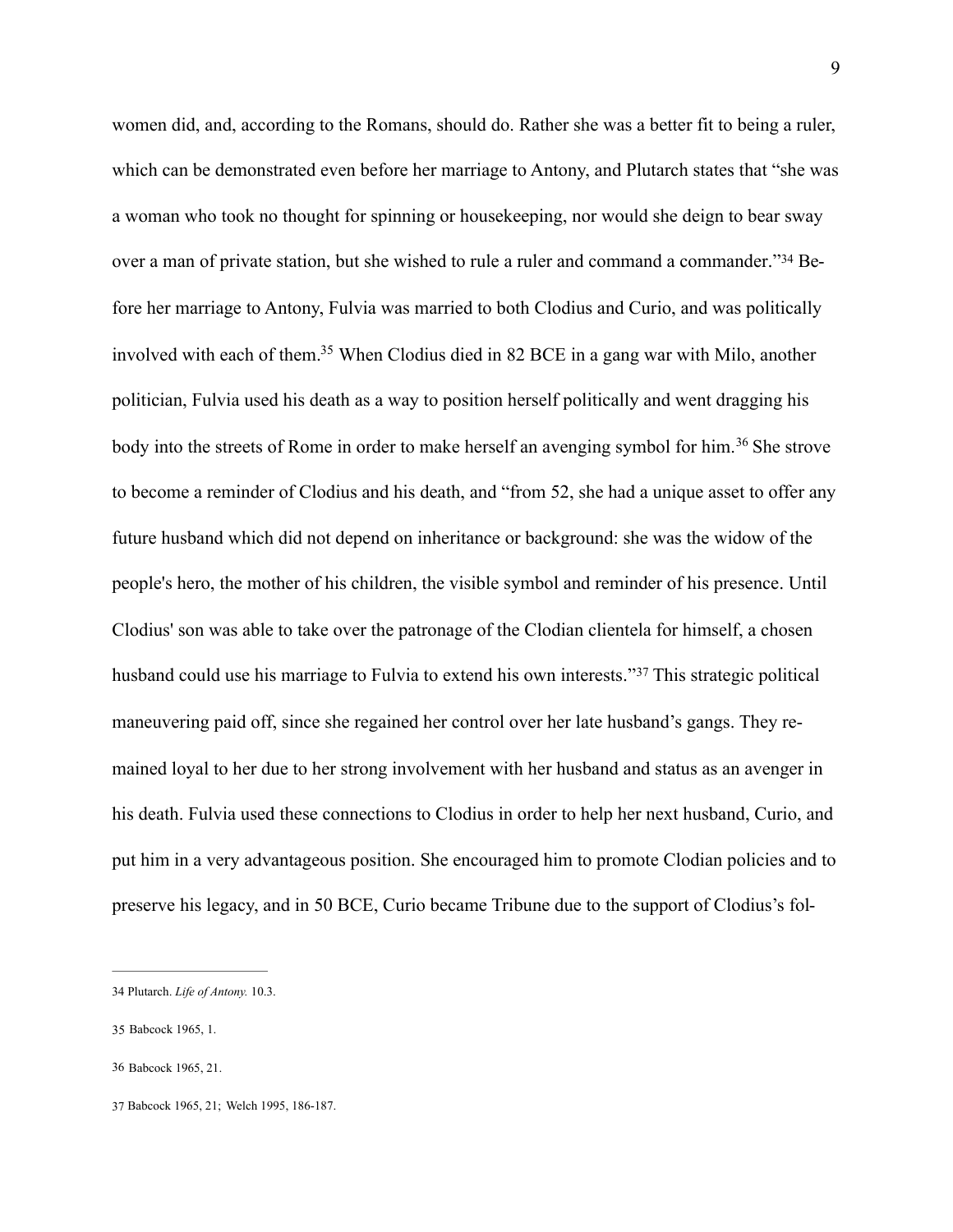women did, and, according to the Romans, should do. Rather she was a better fit to being a ruler, which can be demonstrated even before her marriage to Antony, and Plutarch states that "she was a woman who took no thought for spinning or housekeeping, nor would she deign to bear sway over a man of private station, but she wished to rule a ruler and command a commander."[34] Before her marriage to Antony, Fulvia was married to both Clodius and Curio, and was politically involved with each of them.[35] When Clodius died in 82 BCE in a gang war with Milo, another politician, Fulvia used his death as a way to position herself politically and went dragging his body into the streets of Rome in order to make herself an avenging symbol for him.[36] She strove to become a reminder of Clodius and his death, and "from 52, she had a unique asset to offer any future husband which did not depend on inheritance or background: she was the widow of the people's hero, the mother of his children, the visible symbol and reminder of his presence. Until Clodius' son was able to take over the patronage of the Clodian clientela for himself, a chosen husband could use his marriage to Fulvia to extend his own interests."[37] This strategic political maneuvering paid off, since she regained her control over her late husband's gangs. They remained loyal to her due to her strong involvement with her husband and status as an avenger in his death. Fulvia used these connections to Clodius in order to help her next husband, Curio, and put him in a very advantageous position. She encouraged him to promote Clodian policies and to preserve his legacy, and in 50 BCE, Curio became Tribune due to the support of Clodius's fol-

---

34 Plutarch. *Life of Antony.* 10.3.

35 Babcock 1965, 1.

36 Babcock 1965, 21.

37 Babcock 1965, 21; Welch 1995, 186-187.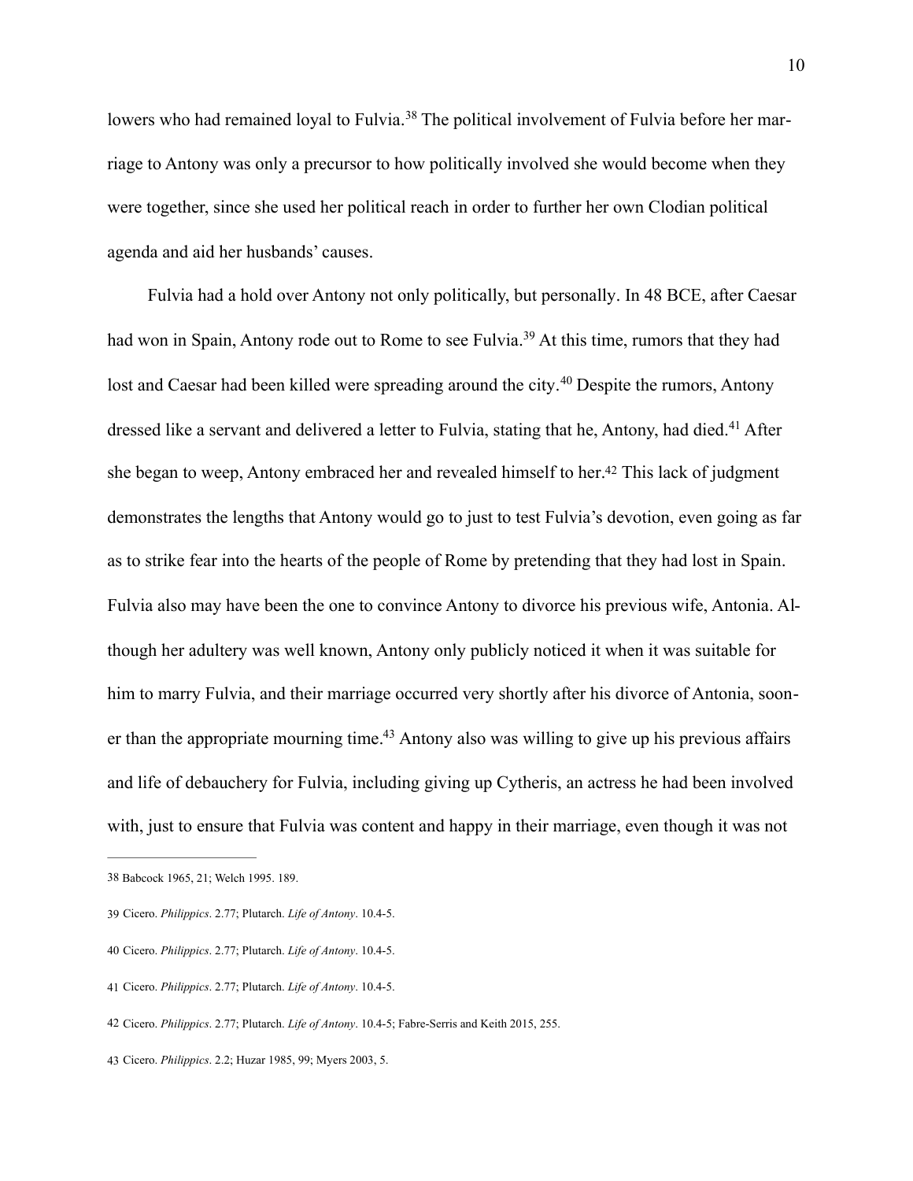lowers who had remained loyal to Fulvia.[38] The political involvement of Fulvia before her marriage to Antony was only a precursor to how politically involved she would become when they were together, since she used her political reach in order to further her own Clodian political agenda and aid her husbands' causes.

Fulvia had a hold over Antony not only politically, but personally. In 48 BCE, after Caesar had won in Spain, Antony rode out to Rome to see Fulvia.[39] At this time, rumors that they had lost and Caesar had been killed were spreading around the city.[40] Despite the rumors, Antony dressed like a servant and delivered a letter to Fulvia, stating that he, Antony, had died.[41] After she began to weep, Antony embraced her and revealed himself to her.[42] This lack of judgment demonstrates the lengths that Antony would go to just to test Fulvia's devotion, even going as far as to strike fear into the hearts of the people of Rome by pretending that they had lost in Spain. Fulvia also may have been the one to convince Antony to divorce his previous wife, Antonia. Although her adultery was well known, Antony only publicly noticed it when it was suitable for him to marry Fulvia, and their marriage occurred very shortly after his divorce of Antonia, sooner than the appropriate mourning time.[43] Antony also was willing to give up his previous affairs and life of debauchery for Fulvia, including giving up Cytheris, an actress he had been involved with, just to ensure that Fulvia was content and happy in their marriage, even though it was not

---

38 Babcock 1965, 21; Welch 1995. 189.

39 Cicero. *Philippics*. 2.77; Plutarch. *Life of Antony*. 10.4-5.

40 Cicero. *Philippics*. 2.77; Plutarch. *Life of Antony*. 10.4-5.

41 Cicero. *Philippics*. 2.77; Plutarch. *Life of Antony*. 10.4-5.

42 Cicero. *Philippics*. 2.77; Plutarch. *Life of Antony*. 10.4-5; Fabre-Serris and Keith 2015, 255.

43 Cicero. *Philippics*. 2.2; Huzar 1985, 99; Myers 2003, 5.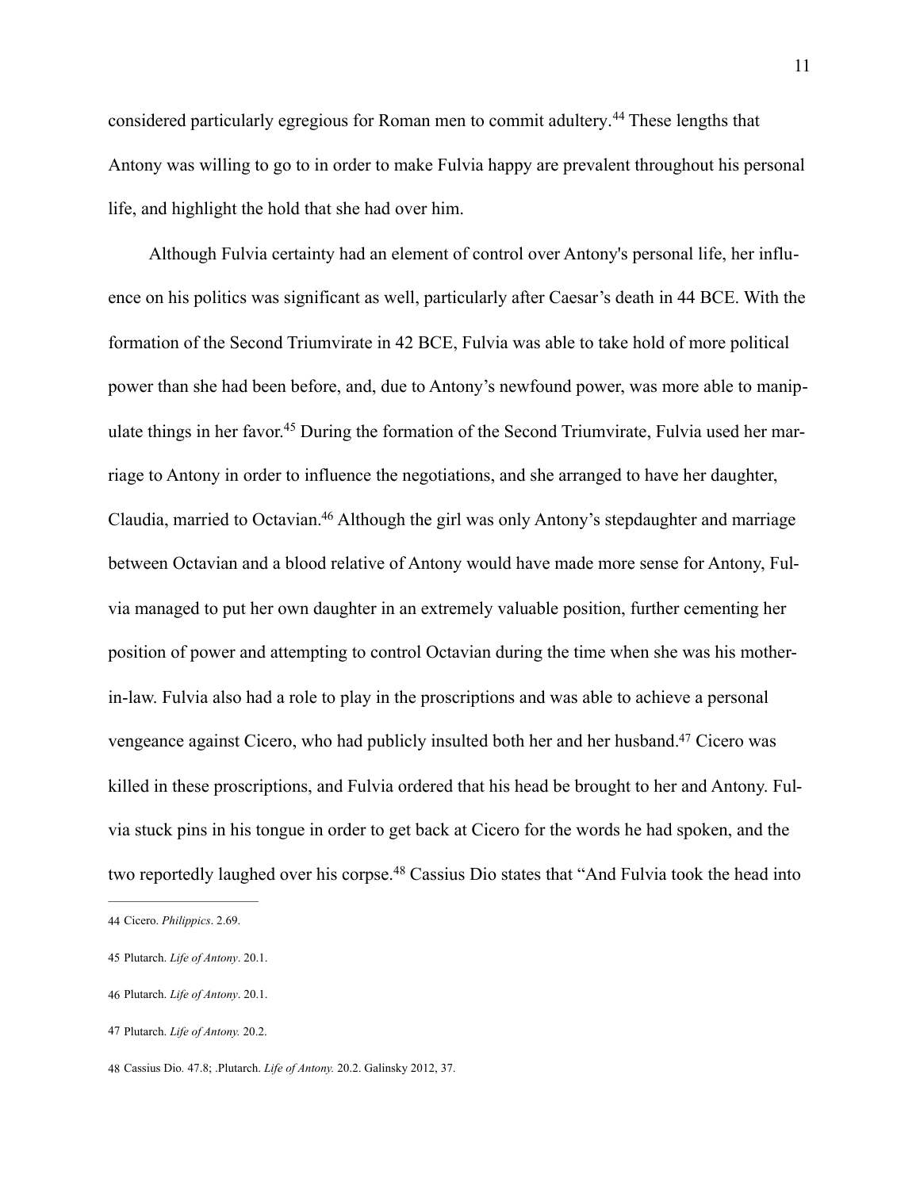considered particularly egregious for Roman men to commit adultery.[44] These lengths that Antony was willing to go to in order to make Fulvia happy are prevalent throughout his personal life, and highlight the hold that she had over him.

Although Fulvia certainty had an element of control over Antony's personal life, her influence on his politics was significant as well, particularly after Caesar's death in 44 BCE. With the formation of the Second Triumvirate in 42 BCE, Fulvia was able to take hold of more political power than she had been before, and, due to Antony's newfound power, was more able to manipulate things in her favor.[45] During the formation of the Second Triumvirate, Fulvia used her marriage to Antony in order to influence the negotiations, and she arranged to have her daughter, Claudia, married to Octavian.[46] Although the girl was only Antony's stepdaughter and marriage between Octavian and a blood relative of Antony would have made more sense for Antony, Fulvia managed to put her own daughter in an extremely valuable position, further cementing her position of power and attempting to control Octavian during the time when she was his mother-in-law. Fulvia also had a role to play in the proscriptions and was able to achieve a personal vengeance against Cicero, who had publicly insulted both her and her husband.[47] Cicero was killed in these proscriptions, and Fulvia ordered that his head be brought to her and Antony. Fulvia stuck pins in his tongue in order to get back at Cicero for the words he had spoken, and the two reportedly laughed over his corpse.[48] Cassius Dio states that "And Fulvia took the head into

---

44 Cicero. *Philippics*. 2.69.

45 Plutarch. *Life of Antony*. 20.1.

46 Plutarch. *Life of Antony*. 20.1.

47 Plutarch. *Life of Antony.* 20.2.

48 Cassius Dio. 47.8; .Plutarch. *Life of Antony.* 20.2. Galinsky 2012, 37.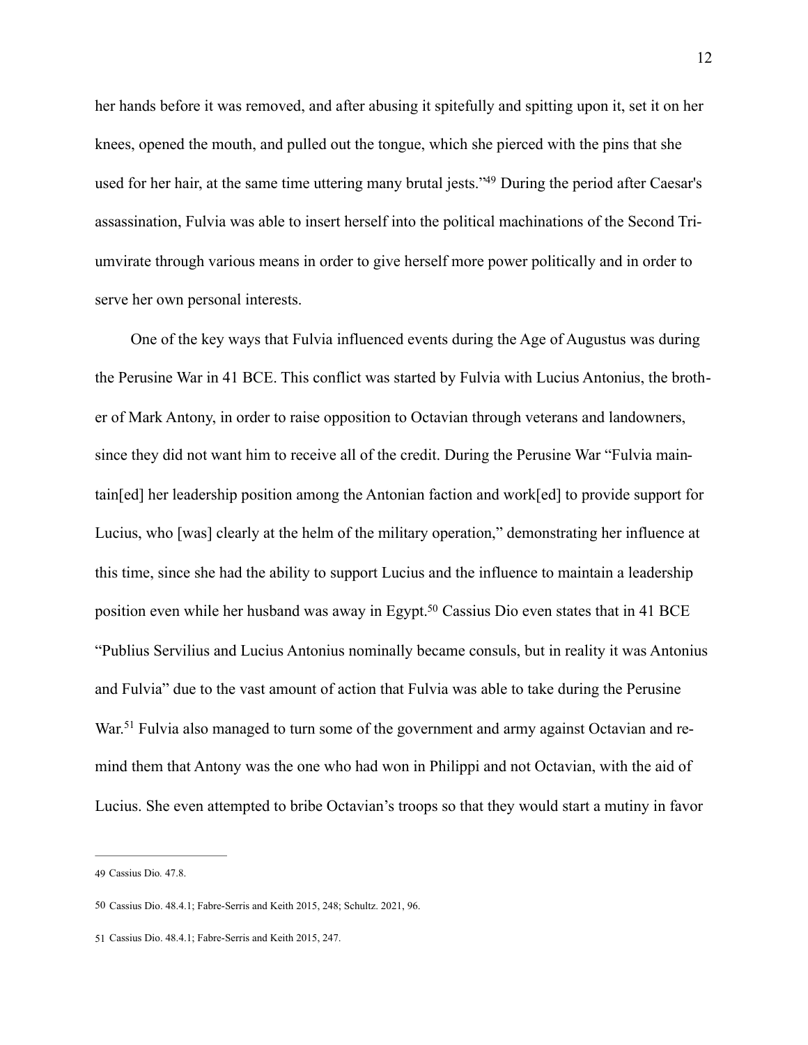her hands before it was removed, and after abusing it spitefully and spitting upon it, set it on her knees, opened the mouth, and pulled out the tongue, which she pierced with the pins that she used for her hair, at the same time uttering many brutal jests."[49] During the period after Caesar's assassination, Fulvia was able to insert herself into the political machinations of the Second Triumvirate through various means in order to give herself more power politically and in order to serve her own personal interests.

One of the key ways that Fulvia influenced events during the Age of Augustus was during the Perusine War in 41 BCE. This conflict was started by Fulvia with Lucius Antonius, the brother of Mark Antony, in order to raise opposition to Octavian through veterans and landowners, since they did not want him to receive all of the credit. During the Perusine War "Fulvia maintain[ed] her leadership position among the Antonian faction and work[ed] to provide support for Lucius, who [was] clearly at the helm of the military operation," demonstrating her influence at this time, since she had the ability to support Lucius and the influence to maintain a leadership position even while her husband was away in Egypt.[50] Cassius Dio even states that in 41 BCE "Publius Servilius and Lucius Antonius nominally became consuls, but in reality it was Antonius and Fulvia" due to the vast amount of action that Fulvia was able to take during the Perusine War.[51] Fulvia also managed to turn some of the government and army against Octavian and remind them that Antony was the one who had won in Philippi and not Octavian, with the aid of Lucius. She even attempted to bribe Octavian's troops so that they would start a mutiny in favor

---

49 Cassius Dio. 47.8.

50 Cassius Dio. 48.4.1; Fabre-Serris and Keith 2015, 248; Schultz. 2021, 96.

51 Cassius Dio. 48.4.1; Fabre-Serris and Keith 2015, 247.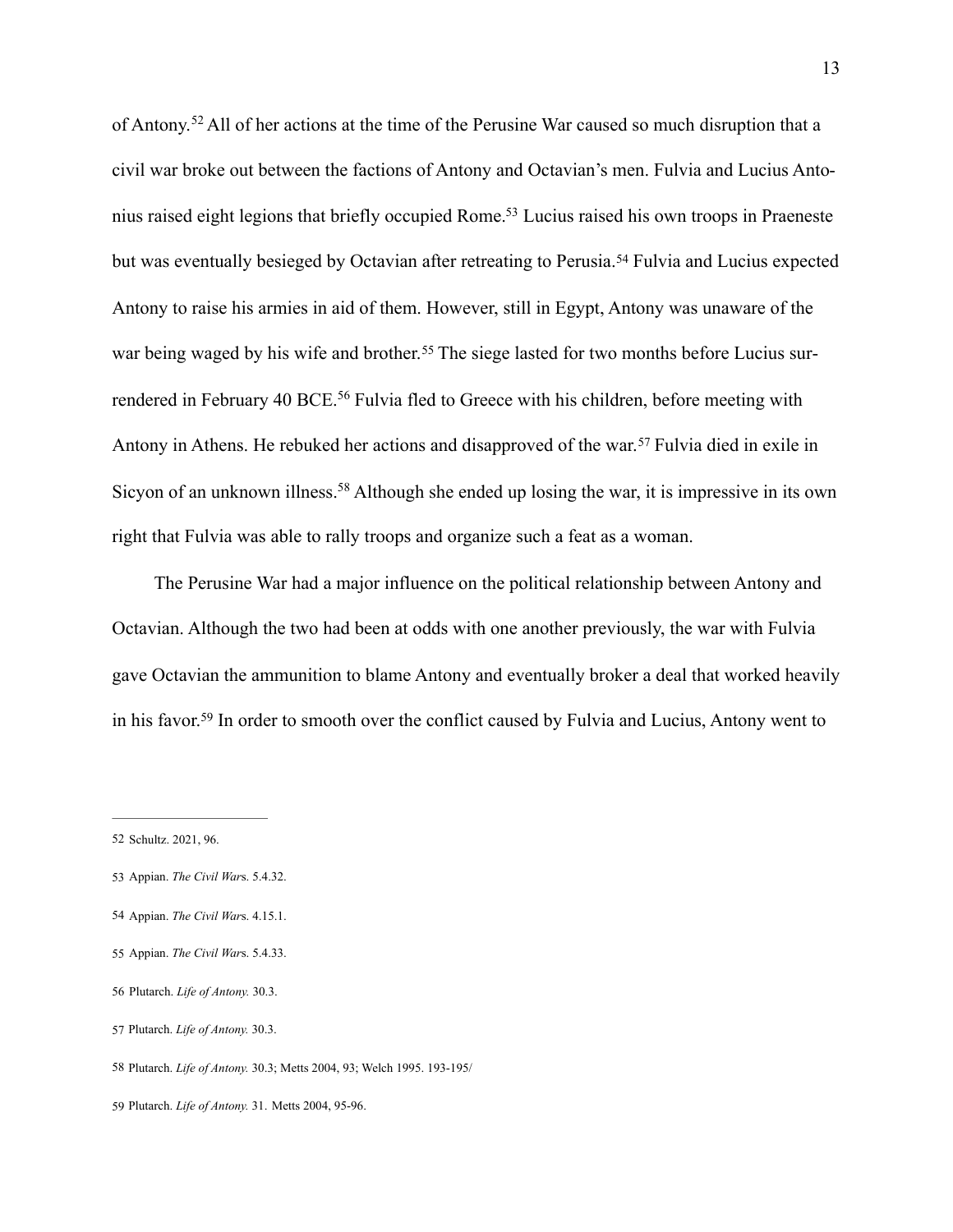of Antony.[52] All of her actions at the time of the Perusine War caused so much disruption that a civil war broke out between the factions of Antony and Octavian's men. Fulvia and Lucius Antonius raised eight legions that briefly occupied Rome.[53] Lucius raised his own troops in Praeneste but was eventually besieged by Octavian after retreating to Perusia.[54] Fulvia and Lucius expected Antony to raise his armies in aid of them. However, still in Egypt, Antony was unaware of the war being waged by his wife and brother.[55] The siege lasted for two months before Lucius surrendered in February 40 BCE.[56] Fulvia fled to Greece with his children, before meeting with Antony in Athens. He rebuked her actions and disapproved of the war.[57] Fulvia died in exile in Sicyon of an unknown illness.[58] Although she ended up losing the war, it is impressive in its own right that Fulvia was able to rally troops and organize such a feat as a woman.

The Perusine War had a major influence on the political relationship between Antony and Octavian. Although the two had been at odds with one another previously, the war with Fulvia gave Octavian the ammunition to blame Antony and eventually broker a deal that worked heavily in his favor.[59] In order to smooth over the conflict caused by Fulvia and Lucius, Antony went to

---

52 Schultz. 2021, 96.

53 Appian. *The Civil Wars*. 5.4.32.

54 Appian. *The Civil Wars*. 4.15.1.

55 Appian. *The Civil Wars*. 5.4.33.

56 Plutarch. *Life of Antony.* 30.3.

57 Plutarch. *Life of Antony.* 30.3.

58 Plutarch. *Life of Antony.* 30.3; Metts 2004, 93; Welch 1995. 193-195/

59 Plutarch. *Life of Antony.* 31. Metts 2004, 95-96.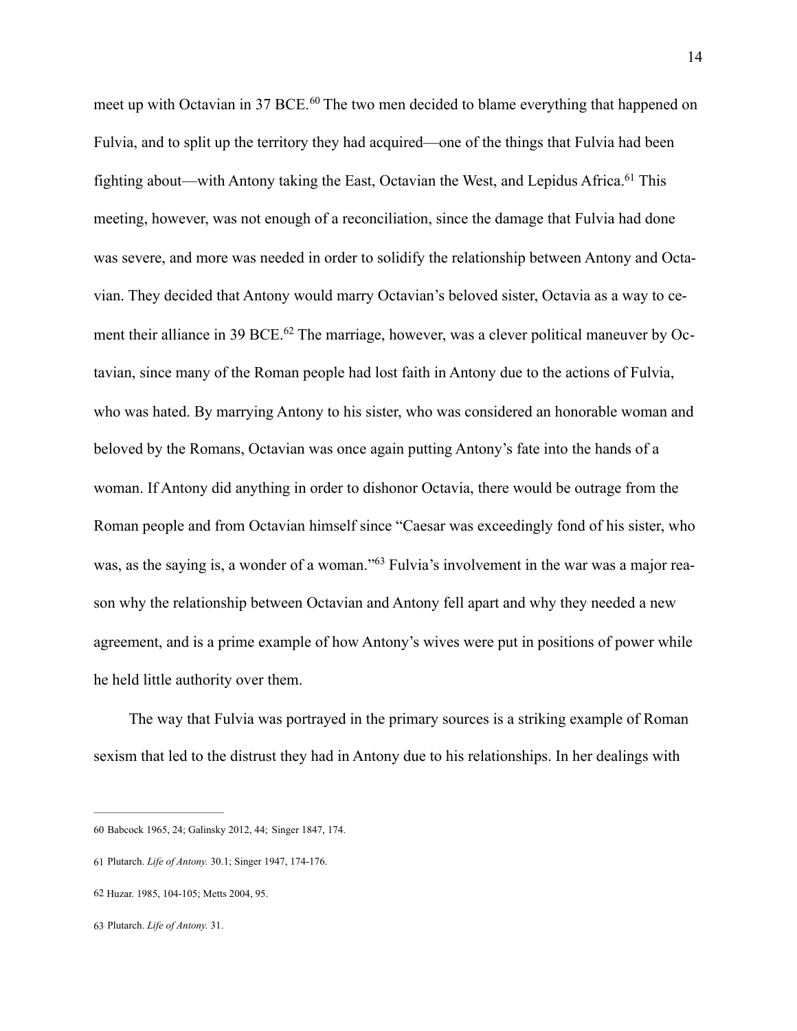meet up with Octavian in 37 BCE.[60] The two men decided to blame everything that happened on Fulvia, and to split up the territory they had acquired—one of the things that Fulvia had been fighting about—with Antony taking the East, Octavian the West, and Lepidus Africa.[61] This meeting, however, was not enough of a reconciliation, since the damage that Fulvia had done was severe, and more was needed in order to solidify the relationship between Antony and Octavian. They decided that Antony would marry Octavian's beloved sister, Octavia as a way to cement their alliance in 39 BCE.[62] The marriage, however, was a clever political maneuver by Octavian, since many of the Roman people had lost faith in Antony due to the actions of Fulvia, who was hated. By marrying Antony to his sister, who was considered an honorable woman and beloved by the Romans, Octavian was once again putting Antony's fate into the hands of a woman. If Antony did anything in order to dishonor Octavia, there would be outrage from the Roman people and from Octavian himself since "Caesar was exceedingly fond of his sister, who was, as the saying is, a wonder of a woman."[63] Fulvia's involvement in the war was a major reason why the relationship between Octavian and Antony fell apart and why they needed a new agreement, and is a prime example of how Antony's wives were put in positions of power while he held little authority over them.

The way that Fulvia was portrayed in the primary sources is a striking example of Roman sexism that led to the distrust they had in Antony due to his relationships. In her dealings with

---

60 Babcock 1965, 24; Galinsky 2012, 44; Singer 1847, 174.

61 Plutarch. *Life of Antony.* 30.1; Singer 1947, 174-176.

62 Huzar. 1985, 104-105; Metts 2004, 95.

63 Plutarch. *Life of Antony.* 31.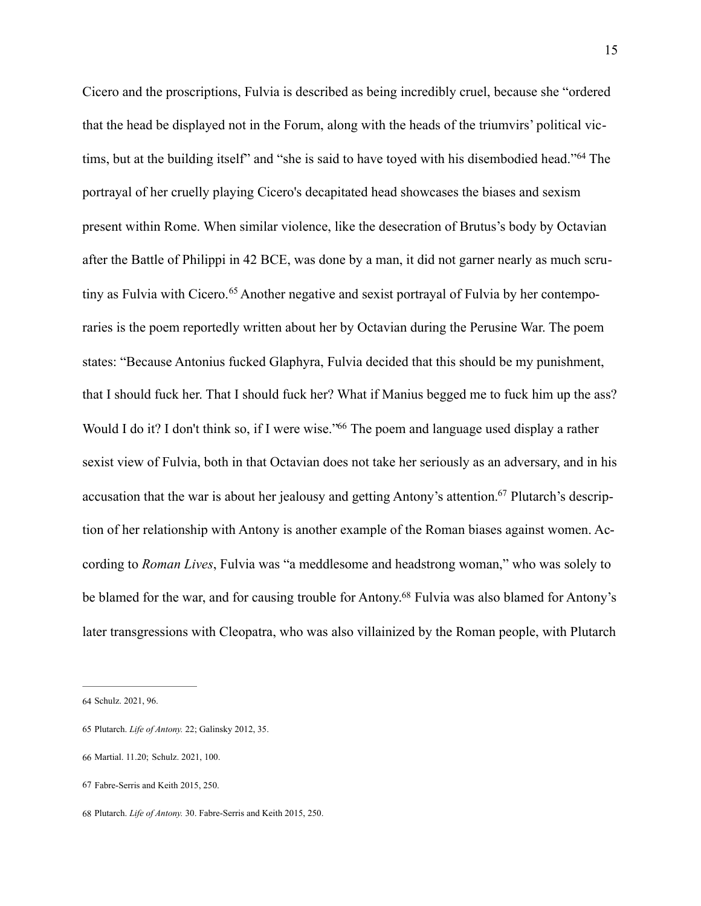Cicero and the proscriptions, Fulvia is described as being incredibly cruel, because she "ordered that the head be displayed not in the Forum, along with the heads of the triumvirs' political victims, but at the building itself" and "she is said to have toyed with his disembodied head."[64] The portrayal of her cruelly playing Cicero's decapitated head showcases the biases and sexism present within Rome. When similar violence, like the desecration of Brutus's body by Octavian after the Battle of Philippi in 42 BCE, was done by a man, it did not garner nearly as much scrutiny as Fulvia with Cicero.[65] Another negative and sexist portrayal of Fulvia by her contemporaries is the poem reportedly written about her by Octavian during the Perusine War. The poem states: "Because Antonius fucked Glaphyra, Fulvia decided that this should be my punishment, that I should fuck her. That I should fuck her? What if Manius begged me to fuck him up the ass? Would I do it? I don't think so, if I were wise."[66] The poem and language used display a rather sexist view of Fulvia, both in that Octavian does not take her seriously as an adversary, and in his accusation that the war is about her jealousy and getting Antony's attention.[67] Plutarch's description of her relationship with Antony is another example of the Roman biases against women. According to *Roman Lives*, Fulvia was "a meddlesome and headstrong woman," who was solely to be blamed for the war, and for causing trouble for Antony.[68] Fulvia was also blamed for Antony's later transgressions with Cleopatra, who was also villainized by the Roman people, with Plutarch

---

64 Schulz. 2021, 96.

65 Plutarch. *Life of Antony.* 22; Galinsky 2012, 35.

66 Martial. 11.20; Schulz. 2021, 100.

67 Fabre-Serris and Keith 2015, 250.

68 Plutarch. *Life of Antony.* 30. Fabre-Serris and Keith 2015, 250.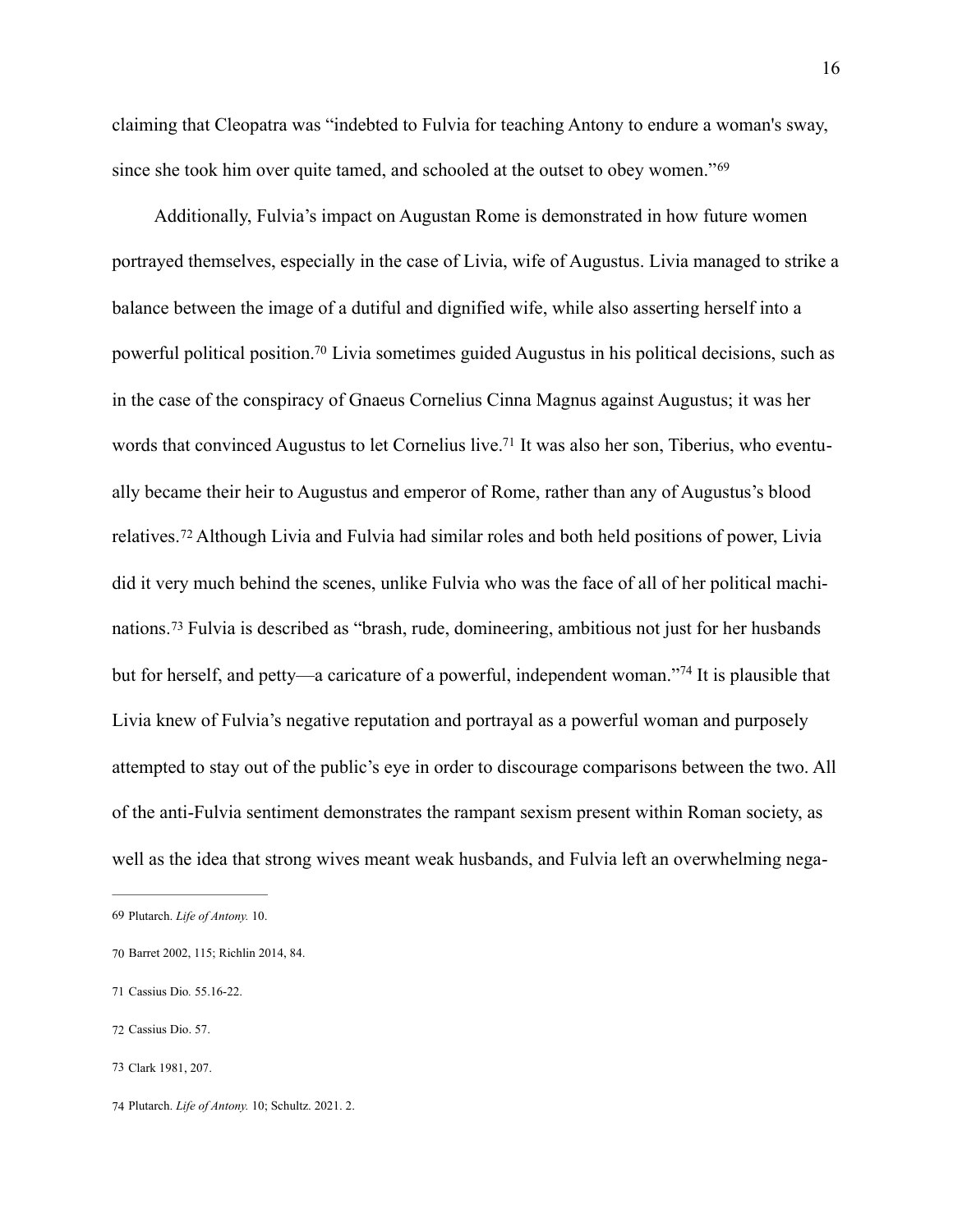claiming that Cleopatra was "indebted to Fulvia for teaching Antony to endure a woman's sway, since she took him over quite tamed, and schooled at the outset to obey women."[69]

Additionally, Fulvia's impact on Augustan Rome is demonstrated in how future women portrayed themselves, especially in the case of Livia, wife of Augustus. Livia managed to strike a balance between the image of a dutiful and dignified wife, while also asserting herself into a powerful political position.[70] Livia sometimes guided Augustus in his political decisions, such as in the case of the conspiracy of Gnaeus Cornelius Cinna Magnus against Augustus; it was her words that convinced Augustus to let Cornelius live.[71] It was also her son, Tiberius, who eventually became their heir to Augustus and emperor of Rome, rather than any of Augustus's blood relatives.[72] Although Livia and Fulvia had similar roles and both held positions of power, Livia did it very much behind the scenes, unlike Fulvia who was the face of all of her political machinations.[73] Fulvia is described as "brash, rude, domineering, ambitious not just for her husbands but for herself, and petty—a caricature of a powerful, independent woman."[74] It is plausible that Livia knew of Fulvia's negative reputation and portrayal as a powerful woman and purposely attempted to stay out of the public's eye in order to discourage comparisons between the two. All of the anti-Fulvia sentiment demonstrates the rampant sexism present within Roman society, as well as the idea that strong wives meant weak husbands, and Fulvia left an overwhelming nega-

---

69 Plutarch. *Life of Antony.* 10.

70 Barret 2002, 115; Richlin 2014, 84.

71 Cassius Dio. 55.16-22.

72 Cassius Dio. 57.

73 Clark 1981, 207.

74 Plutarch. *Life of Antony.* 10; Schultz. 2021. 2.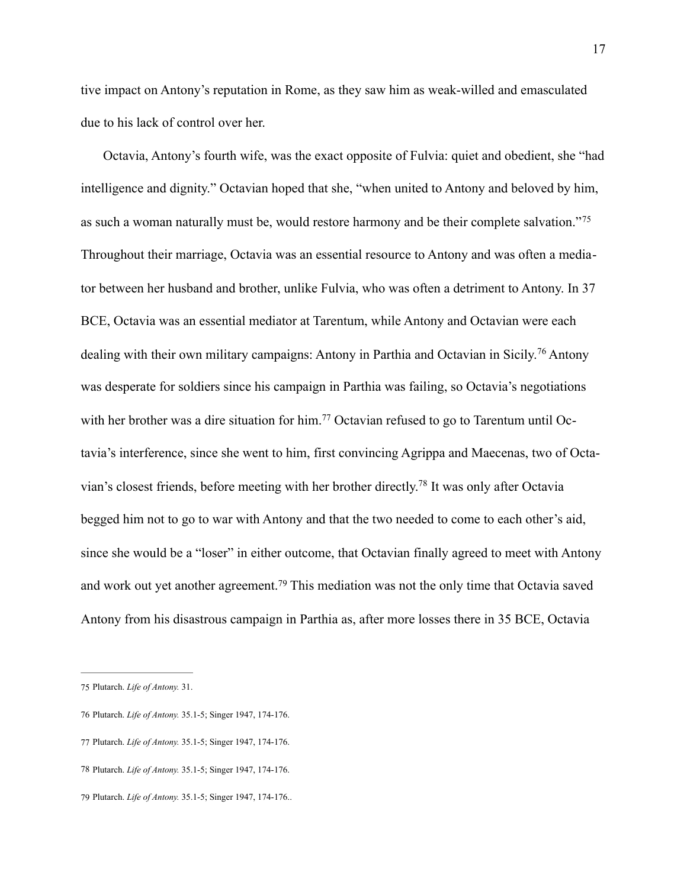tive impact on Antony's reputation in Rome, as they saw him as weak-willed and emasculated due to his lack of control over her.

Octavia, Antony's fourth wife, was the exact opposite of Fulvia: quiet and obedient, she "had intelligence and dignity." Octavian hoped that she, "when united to Antony and beloved by him, as such a woman naturally must be, would restore harmony and be their complete salvation."[75] Throughout their marriage, Octavia was an essential resource to Antony and was often a mediator between her husband and brother, unlike Fulvia, who was often a detriment to Antony. In 37 BCE, Octavia was an essential mediator at Tarentum, while Antony and Octavian were each dealing with their own military campaigns: Antony in Parthia and Octavian in Sicily.[76] Antony was desperate for soldiers since his campaign in Parthia was failing, so Octavia's negotiations with her brother was a dire situation for him.[77] Octavian refused to go to Tarentum until Octavia's interference, since she went to him, first convincing Agrippa and Maecenas, two of Octavian's closest friends, before meeting with her brother directly.[78] It was only after Octavia begged him not to go to war with Antony and that the two needed to come to each other's aid, since she would be a "loser" in either outcome, that Octavian finally agreed to meet with Antony and work out yet another agreement.[79] This mediation was not the only time that Octavia saved Antony from his disastrous campaign in Parthia as, after more losses there in 35 BCE, Octavia

---

75 Plutarch. *Life of Antony.* 31.

76 Plutarch. *Life of Antony.* 35.1-5; Singer 1947, 174-176.

77 Plutarch. *Life of Antony.* 35.1-5; Singer 1947, 174-176.

78 Plutarch. *Life of Antony.* 35.1-5; Singer 1947, 174-176.

79 Plutarch. *Life of Antony.* 35.1-5; Singer 1947, 174-176..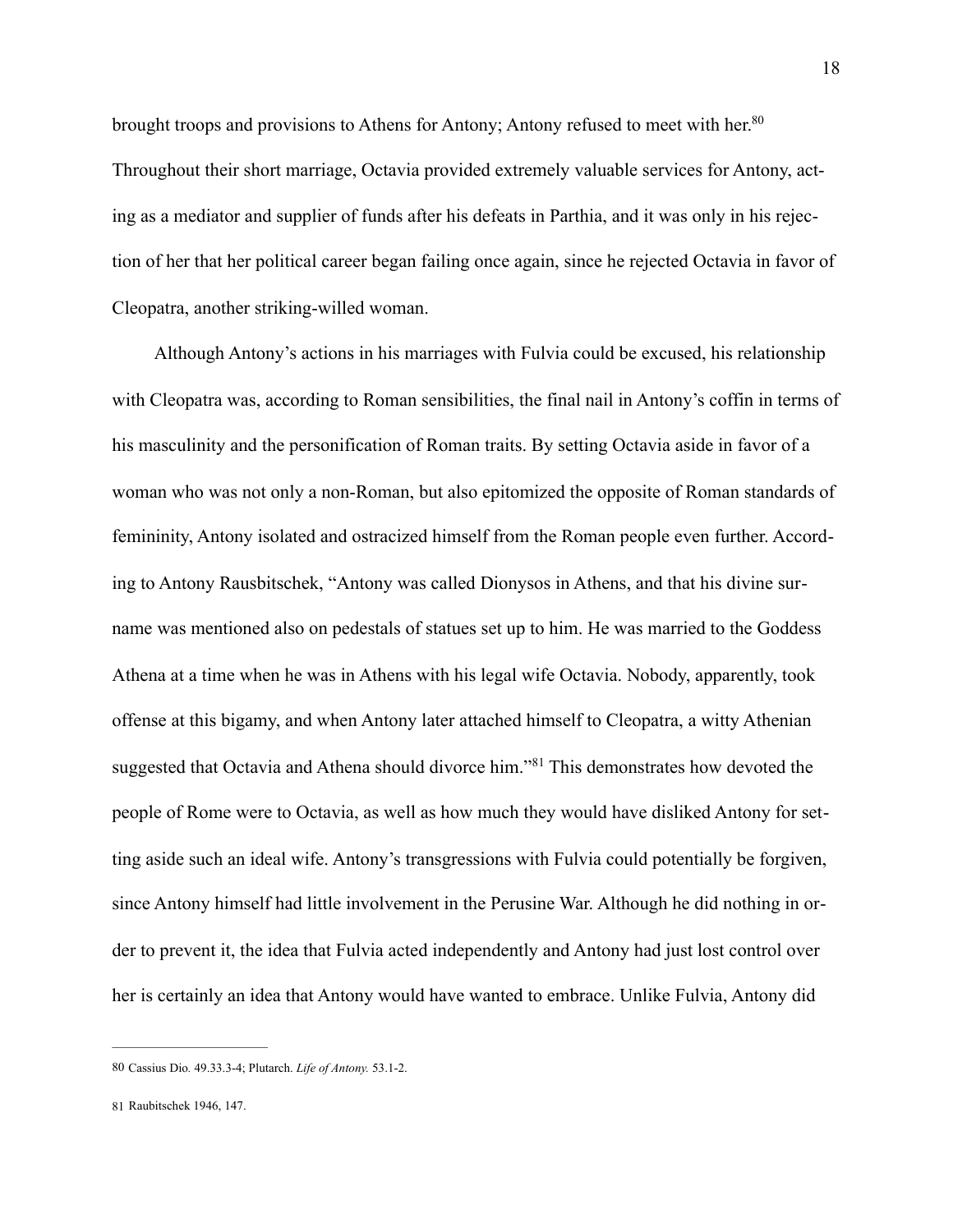brought troops and provisions to Athens for Antony; Antony refused to meet with her.[80] Throughout their short marriage, Octavia provided extremely valuable services for Antony, acting as a mediator and supplier of funds after his defeats in Parthia, and it was only in his rejection of her that her political career began failing once again, since he rejected Octavia in favor of Cleopatra, another striking-willed woman.

Although Antony's actions in his marriages with Fulvia could be excused, his relationship with Cleopatra was, according to Roman sensibilities, the final nail in Antony's coffin in terms of his masculinity and the personification of Roman traits. By setting Octavia aside in favor of a woman who was not only a non-Roman, but also epitomized the opposite of Roman standards of femininity, Antony isolated and ostracized himself from the Roman people even further. According to Antony Rausbitschek, "Antony was called Dionysos in Athens, and that his divine surname was mentioned also on pedestals of statues set up to him. He was married to the Goddess Athena at a time when he was in Athens with his legal wife Octavia. Nobody, apparently, took offense at this bigamy, and when Antony later attached himself to Cleopatra, a witty Athenian suggested that Octavia and Athena should divorce him."[81] This demonstrates how devoted the people of Rome were to Octavia, as well as how much they would have disliked Antony for setting aside such an ideal wife. Antony's transgressions with Fulvia could potentially be forgiven, since Antony himself had little involvement in the Perusine War. Although he did nothing in order to prevent it, the idea that Fulvia acted independently and Antony had just lost control over her is certainly an idea that Antony would have wanted to embrace. Unlike Fulvia, Antony did

---

80 Cassius Dio. 49.33.3-4; Plutarch. *Life of Antony.* 53.1-2.

81 Raubitschek 1946, 147.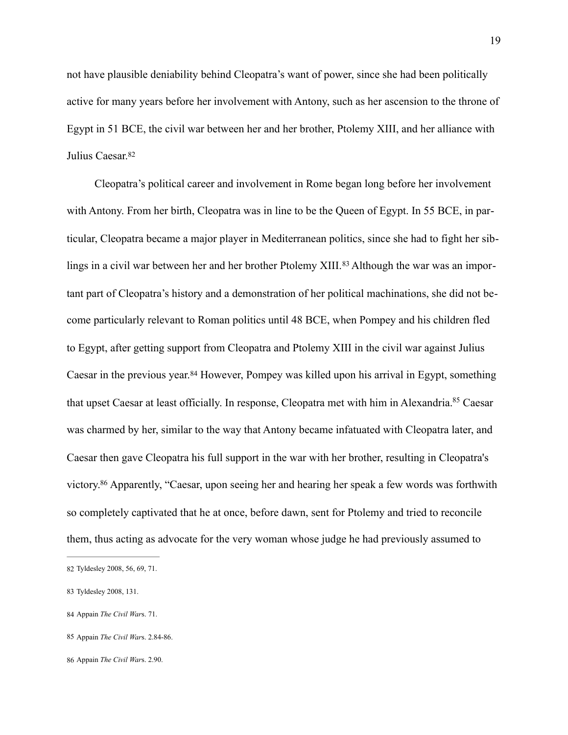not have plausible deniability behind Cleopatra's want of power, since she had been politically active for many years before her involvement with Antony, such as her ascension to the throne of Egypt in 51 BCE, the civil war between her and her brother, Ptolemy XIII, and her alliance with Julius Caesar.[82]

Cleopatra's political career and involvement in Rome began long before her involvement with Antony. From her birth, Cleopatra was in line to be the Queen of Egypt. In 55 BCE, in particular, Cleopatra became a major player in Mediterranean politics, since she had to fight her siblings in a civil war between her and her brother Ptolemy XIII.[83] Although the war was an important part of Cleopatra's history and a demonstration of her political machinations, she did not become particularly relevant to Roman politics until 48 BCE, when Pompey and his children fled to Egypt, after getting support from Cleopatra and Ptolemy XIII in the civil war against Julius Caesar in the previous year.[84] However, Pompey was killed upon his arrival in Egypt, something that upset Caesar at least officially. In response, Cleopatra met with him in Alexandria.[85] Caesar was charmed by her, similar to the way that Antony became infatuated with Cleopatra later, and Caesar then gave Cleopatra his full support in the war with her brother, resulting in Cleopatra's victory.[86] Apparently, "Caesar, upon seeing her and hearing her speak a few words was forthwith so completely captivated that he at once, before dawn, sent for Ptolemy and tried to reconcile them, thus acting as advocate for the very woman whose judge he had previously assumed to

---

82 Tyldesley 2008, 56, 69, 71.

83 Tyldesley 2008, 131.

84 Appain *The Civil War*s. 71.

85 Appain *The Civil War*s. 2.84-86.

86 Appain *The Civil War*s. 2.90.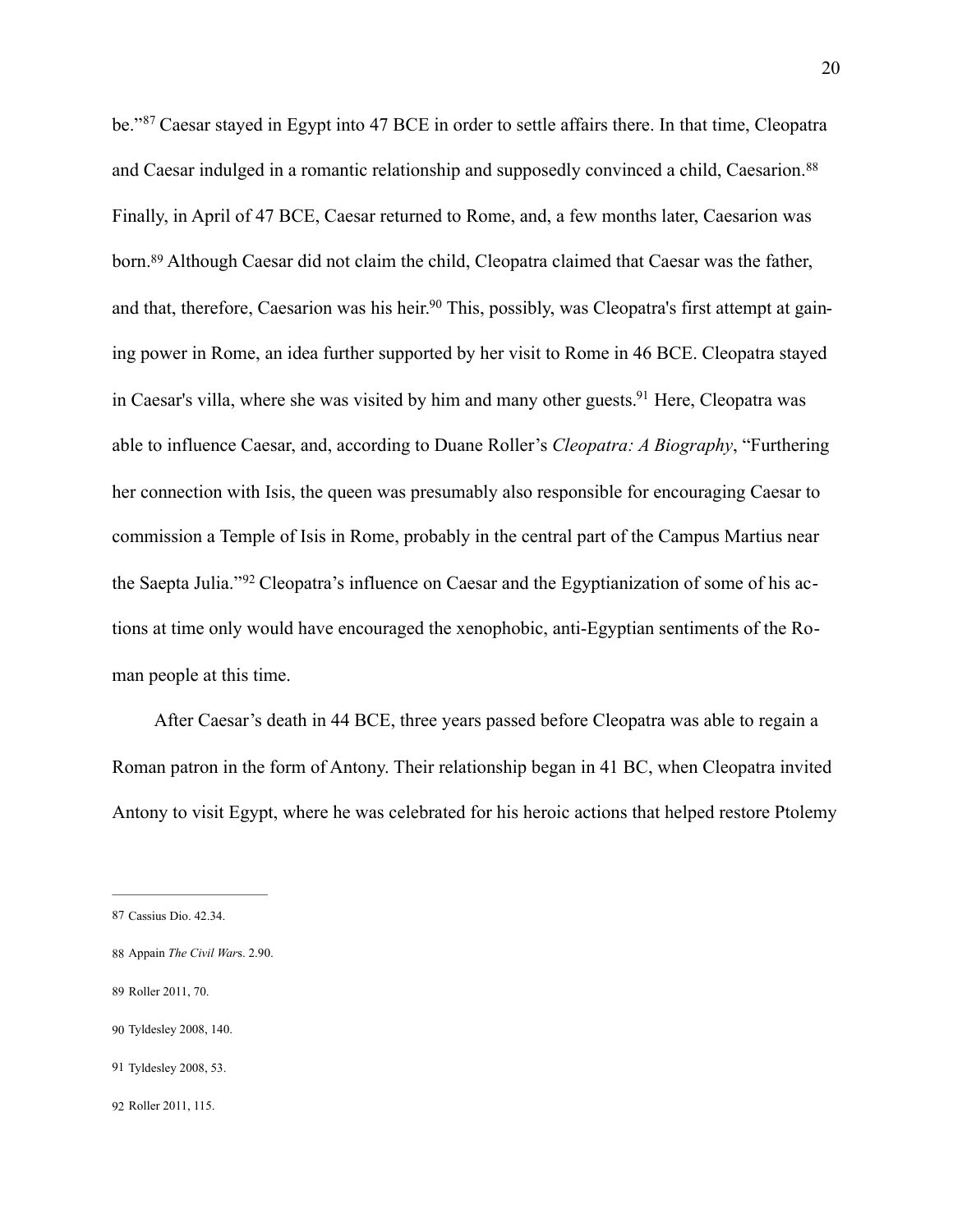be."[87] Caesar stayed in Egypt into 47 BCE in order to settle affairs there. In that time, Cleopatra and Caesar indulged in a romantic relationship and supposedly convinced a child, Caesarion.[88] Finally, in April of 47 BCE, Caesar returned to Rome, and, a few months later, Caesarion was born.[89] Although Caesar did not claim the child, Cleopatra claimed that Caesar was the father, and that, therefore, Caesarion was his heir.[90] This, possibly, was Cleopatra's first attempt at gaining power in Rome, an idea further supported by her visit to Rome in 46 BCE. Cleopatra stayed in Caesar's villa, where she was visited by him and many other guests.[91] Here, Cleopatra was able to influence Caesar, and, according to Duane Roller's *Cleopatra: A Biography*, "Furthering her connection with Isis, the queen was presumably also responsible for encouraging Caesar to commission a Temple of Isis in Rome, probably in the central part of the Campus Martius near the Saepta Julia."[92] Cleopatra's influence on Caesar and the Egyptianization of some of his actions at time only would have encouraged the xenophobic, anti-Egyptian sentiments of the Roman people at this time.

After Caesar's death in 44 BCE, three years passed before Cleopatra was able to regain a Roman patron in the form of Antony. Their relationship began in 41 BC, when Cleopatra invited Antony to visit Egypt, where he was celebrated for his heroic actions that helped restore Ptolemy

---

87 Cassius Dio. 42.34.

88 Appain *The Civil War*s. 2.90.

89 Roller 2011, 70.

90 Tyldesley 2008, 140.

91 Tyldesley 2008, 53.

92 Roller 2011, 115.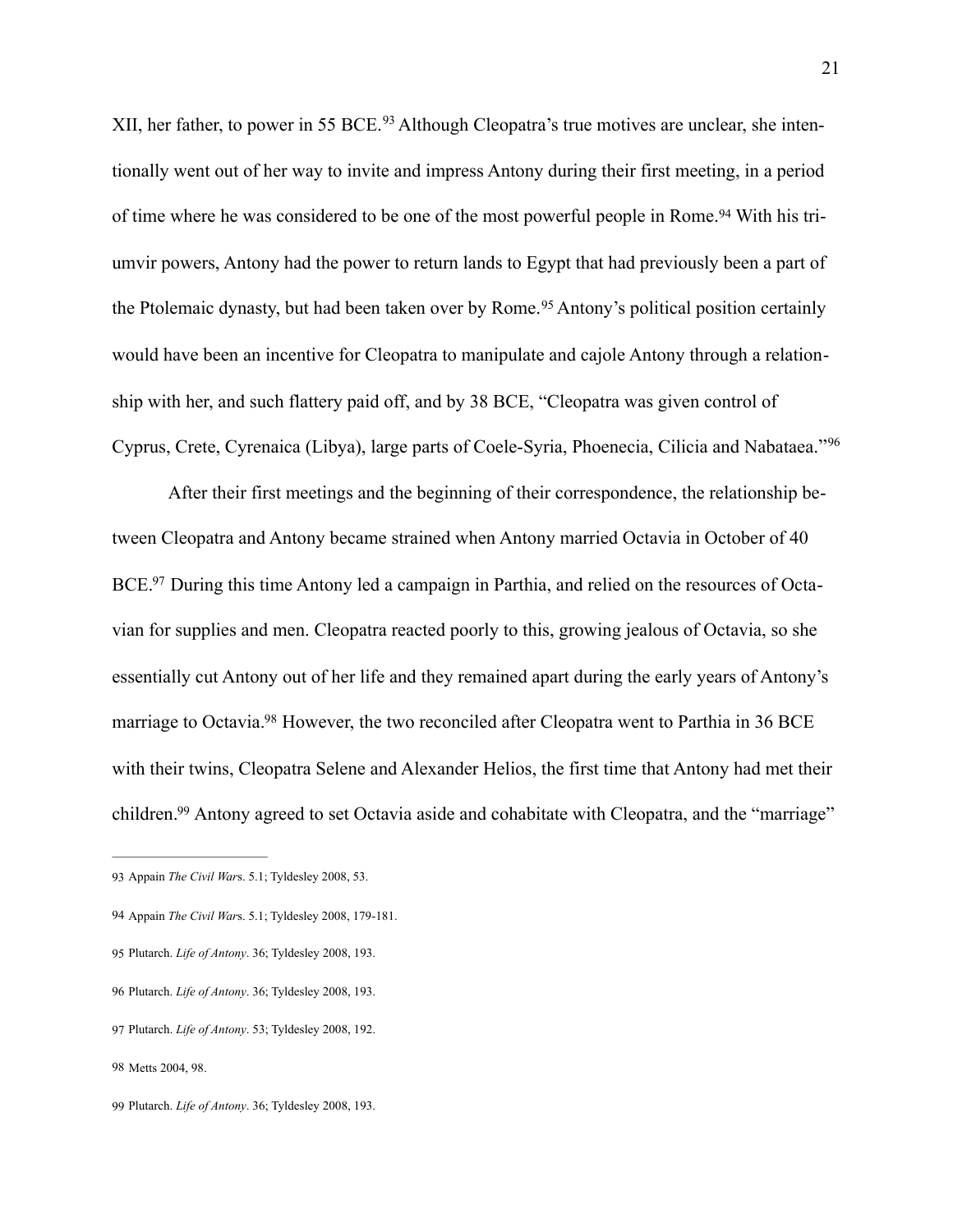XII, her father, to power in 55 BCE.[93] Although Cleopatra's true motives are unclear, she intentionally went out of her way to invite and impress Antony during their first meeting, in a period of time where he was considered to be one of the most powerful people in Rome.[94] With his triumvir powers, Antony had the power to return lands to Egypt that had previously been a part of the Ptolemaic dynasty, but had been taken over by Rome.[95] Antony's political position certainly would have been an incentive for Cleopatra to manipulate and cajole Antony through a relationship with her, and such flattery paid off, and by 38 BCE, "Cleopatra was given control of Cyprus, Crete, Cyrenaica (Libya), large parts of Coele-Syria, Phoenecia, Cilicia and Nabataea."[96]

After their first meetings and the beginning of their correspondence, the relationship between Cleopatra and Antony became strained when Antony married Octavia in October of 40 BCE.[97] During this time Antony led a campaign in Parthia, and relied on the resources of Octavian for supplies and men. Cleopatra reacted poorly to this, growing jealous of Octavia, so she essentially cut Antony out of her life and they remained apart during the early years of Antony's marriage to Octavia.[98] However, the two reconciled after Cleopatra went to Parthia in 36 BCE with their twins, Cleopatra Selene and Alexander Helios, the first time that Antony had met their children.[99] Antony agreed to set Octavia aside and cohabitate with Cleopatra, and the "marriage"

---

93 Appain *The Civil War*s. 5.1; Tyldesley 2008, 53.

94 Appain *The Civil War*s. 5.1; Tyldesley 2008, 179-181.

95 Plutarch. *Life of Antony*. 36; Tyldesley 2008, 193.

96 Plutarch. *Life of Antony*. 36; Tyldesley 2008, 193.

97 Plutarch. *Life of Antony*. 53; Tyldesley 2008, 192.

98 Metts 2004, 98.

99 Plutarch. *Life of Antony*. 36; Tyldesley 2008, 193.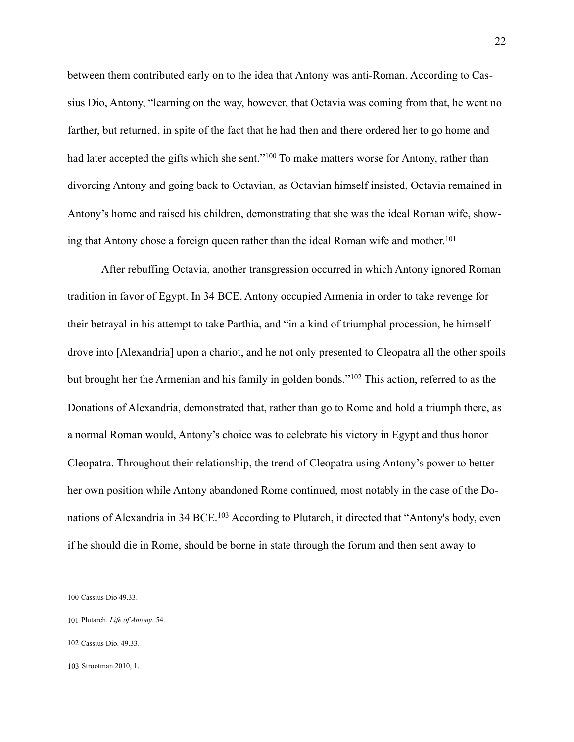between them contributed early on to the idea that Antony was anti-Roman. According to Cassius Dio, Antony, "learning on the way, however, that Octavia was coming from that, he went no farther, but returned, in spite of the fact that he had then and there ordered her to go home and had later accepted the gifts which she sent."[100] To make matters worse for Antony, rather than divorcing Antony and going back to Octavian, as Octavian himself insisted, Octavia remained in Antony's home and raised his children, demonstrating that she was the ideal Roman wife, showing that Antony chose a foreign queen rather than the ideal Roman wife and mother.[101]

After rebuffing Octavia, another transgression occurred in which Antony ignored Roman tradition in favor of Egypt. In 34 BCE, Antony occupied Armenia in order to take revenge for their betrayal in his attempt to take Parthia, and "in a kind of triumphal procession, he himself drove into [Alexandria] upon a chariot, and he not only presented to Cleopatra all the other spoils but brought her the Armenian and his family in golden bonds."[102] This action, referred to as the Donations of Alexandria, demonstrated that, rather than go to Rome and hold a triumph there, as a normal Roman would, Antony's choice was to celebrate his victory in Egypt and thus honor Cleopatra. Throughout their relationship, the trend of Cleopatra using Antony's power to better her own position while Antony abandoned Rome continued, most notably in the case of the Donations of Alexandria in 34 BCE.[103] According to Plutarch, it directed that "Antony's body, even if he should die in Rome, should be borne in state through the forum and then sent away to

---

100 Cassius Dio 49.33.

101 Plutarch. *Life of Antony*. 54.

102 Cassius Dio. 49.33.

103 Strootman 2010, 1.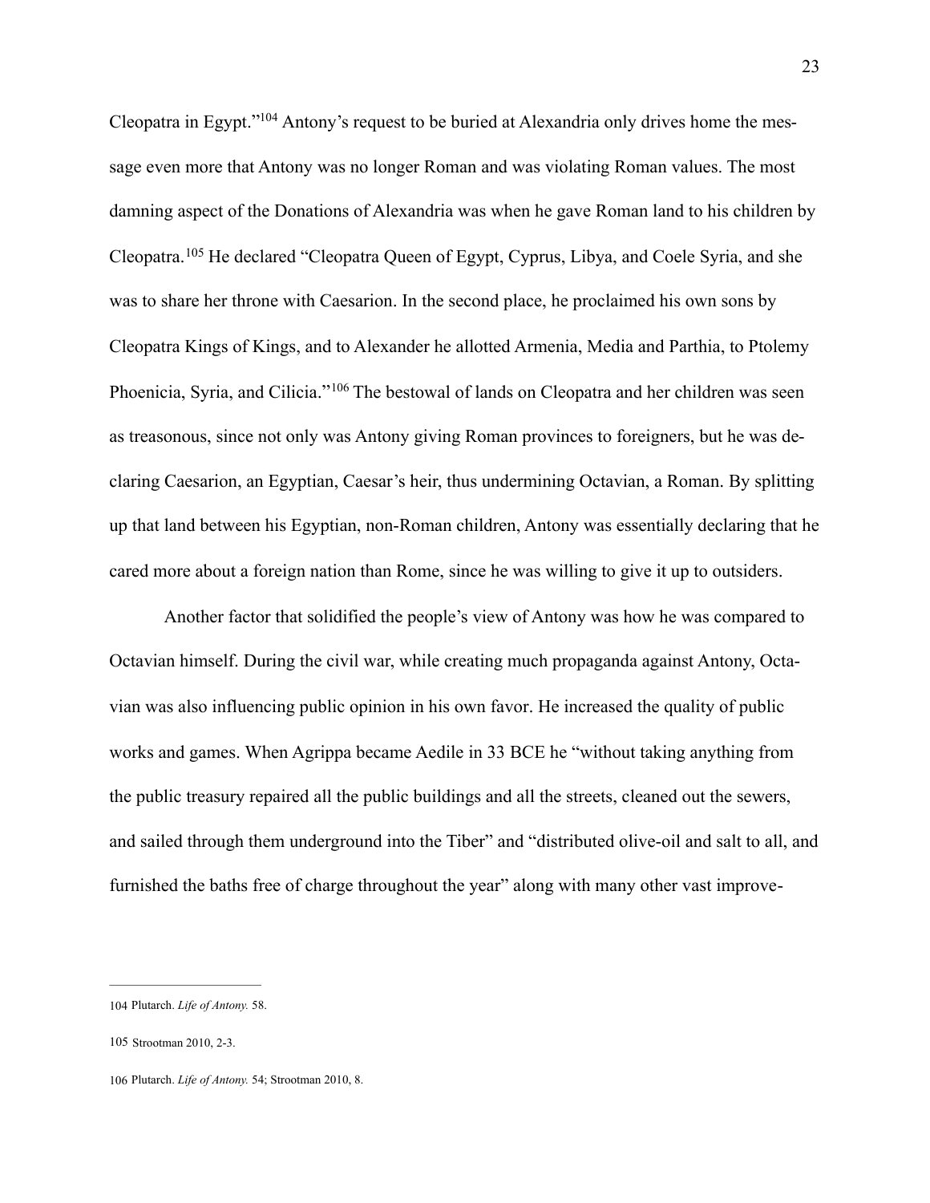Cleopatra in Egypt."[104] Antony's request to be buried at Alexandria only drives home the message even more that Antony was no longer Roman and was violating Roman values. The most damning aspect of the Donations of Alexandria was when he gave Roman land to his children by Cleopatra.[105] He declared "Cleopatra Queen of Egypt, Cyprus, Libya, and Coele Syria, and she was to share her throne with Caesarion. In the second place, he proclaimed his own sons by Cleopatra Kings of Kings, and to Alexander he allotted Armenia, Media and Parthia, to Ptolemy Phoenicia, Syria, and Cilicia."[106] The bestowal of lands on Cleopatra and her children was seen as treasonous, since not only was Antony giving Roman provinces to foreigners, but he was declaring Caesarion, an Egyptian, Caesar's heir, thus undermining Octavian, a Roman. By splitting up that land between his Egyptian, non-Roman children, Antony was essentially declaring that he cared more about a foreign nation than Rome, since he was willing to give it up to outsiders.

Another factor that solidified the people's view of Antony was how he was compared to Octavian himself. During the civil war, while creating much propaganda against Antony, Octavian was also influencing public opinion in his own favor. He increased the quality of public works and games. When Agrippa became Aedile in 33 BCE he "without taking anything from the public treasury repaired all the public buildings and all the streets, cleaned out the sewers, and sailed through them underground into the Tiber" and "distributed olive-oil and salt to all, and furnished the baths free of charge throughout the year" along with many other vast improve-

---

104 Plutarch. *Life of Antony.* 58.

105 Strootman 2010, 2-3.

106 Plutarch. *Life of Antony.* 54; Strootman 2010, 8.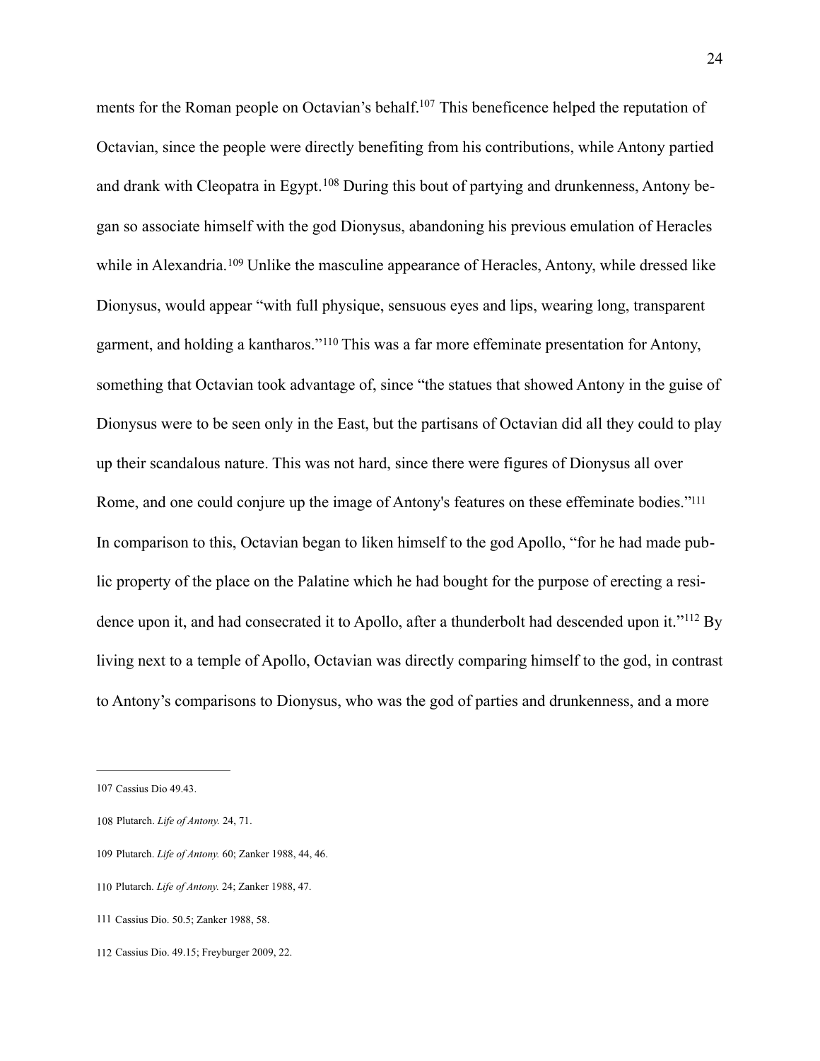ments for the Roman people on Octavian's behalf.[107] This beneficence helped the reputation of Octavian, since the people were directly benefiting from his contributions, while Antony partied and drank with Cleopatra in Egypt.[108] During this bout of partying and drunkenness, Antony began so associate himself with the god Dionysus, abandoning his previous emulation of Heracles while in Alexandria.[109] Unlike the masculine appearance of Heracles, Antony, while dressed like Dionysus, would appear "with full physique, sensuous eyes and lips, wearing long, transparent garment, and holding a kantharos."[110] This was a far more effeminate presentation for Antony, something that Octavian took advantage of, since "the statues that showed Antony in the guise of Dionysus were to be seen only in the East, but the partisans of Octavian did all they could to play up their scandalous nature. This was not hard, since there were figures of Dionysus all over Rome, and one could conjure up the image of Antony's features on these effeminate bodies."[111] In comparison to this, Octavian began to liken himself to the god Apollo, "for he had made public property of the place on the Palatine which he had bought for the purpose of erecting a residence upon it, and had consecrated it to Apollo, after a thunderbolt had descended upon it."[112] By living next to a temple of Apollo, Octavian was directly comparing himself to the god, in contrast to Antony's comparisons to Dionysus, who was the god of parties and drunkenness, and a more

---

107 Cassius Dio 49.43.

108 Plutarch. *Life of Antony.* 24, 71.

109 Plutarch. *Life of Antony.* 60; Zanker 1988, 44, 46.

110 Plutarch. *Life of Antony.* 24; Zanker 1988, 47.

111 Cassius Dio. 50.5; Zanker 1988, 58.

112 Cassius Dio. 49.15; Freyburger 2009, 22.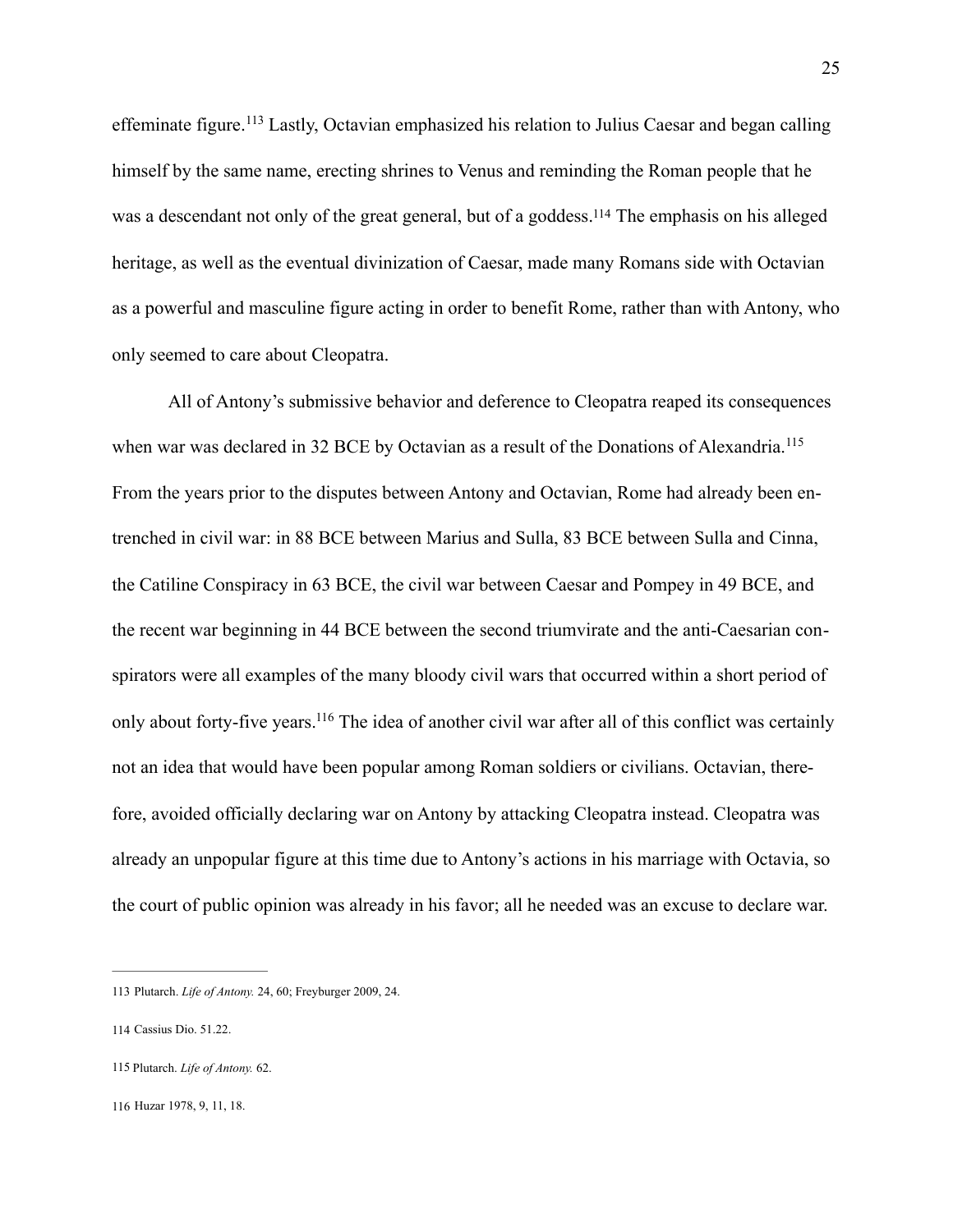effeminate figure.[113] Lastly, Octavian emphasized his relation to Julius Caesar and began calling himself by the same name, erecting shrines to Venus and reminding the Roman people that he was a descendant not only of the great general, but of a goddess.[114] The emphasis on his alleged heritage, as well as the eventual divinization of Caesar, made many Romans side with Octavian as a powerful and masculine figure acting in order to benefit Rome, rather than with Antony, who only seemed to care about Cleopatra.

All of Antony's submissive behavior and deference to Cleopatra reaped its consequences when war was declared in 32 BCE by Octavian as a result of the Donations of Alexandria.[115] From the years prior to the disputes between Antony and Octavian, Rome had already been entrenched in civil war: in 88 BCE between Marius and Sulla, 83 BCE between Sulla and Cinna, the Catiline Conspiracy in 63 BCE, the civil war between Caesar and Pompey in 49 BCE, and the recent war beginning in 44 BCE between the second triumvirate and the anti-Caesarian conspirators were all examples of the many bloody civil wars that occurred within a short period of only about forty-five years.[116] The idea of another civil war after all of this conflict was certainly not an idea that would have been popular among Roman soldiers or civilians. Octavian, therefore, avoided officially declaring war on Antony by attacking Cleopatra instead. Cleopatra was already an unpopular figure at this time due to Antony's actions in his marriage with Octavia, so the court of public opinion was already in his favor; all he needed was an excuse to declare war.

---

113 Plutarch. *Life of Antony.* 24, 60; Freyburger 2009, 24.

114 Cassius Dio. 51.22.

115 Plutarch. *Life of Antony.* 62.

116 Huzar 1978, 9, 11, 18.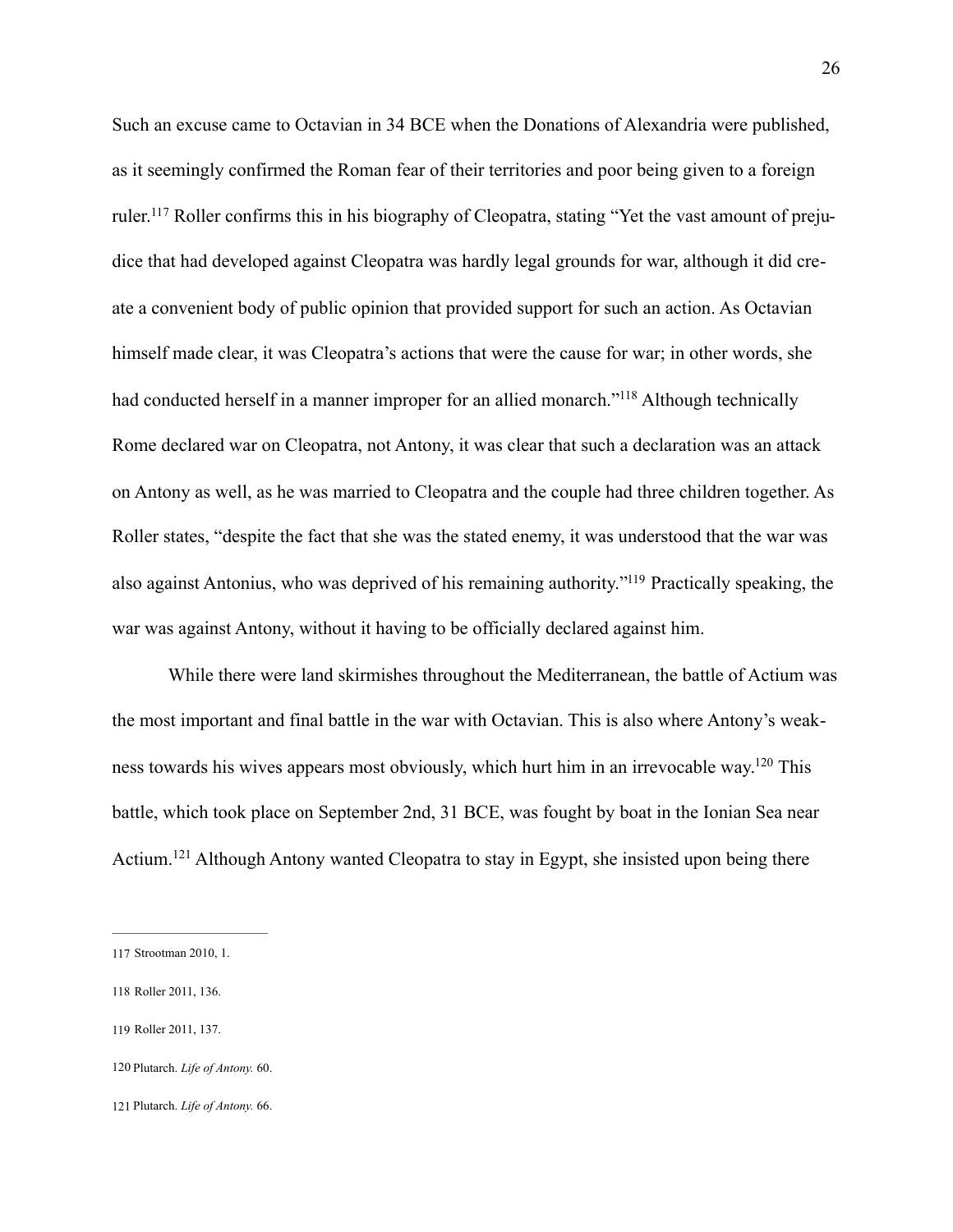Such an excuse came to Octavian in 34 BCE when the Donations of Alexandria were published, as it seemingly confirmed the Roman fear of their territories and poor being given to a foreign ruler.[117] Roller confirms this in his biography of Cleopatra, stating "Yet the vast amount of prejudice that had developed against Cleopatra was hardly legal grounds for war, although it did create a convenient body of public opinion that provided support for such an action. As Octavian himself made clear, it was Cleopatra's actions that were the cause for war; in other words, she had conducted herself in a manner improper for an allied monarch."[118] Although technically Rome declared war on Cleopatra, not Antony, it was clear that such a declaration was an attack on Antony as well, as he was married to Cleopatra and the couple had three children together. As Roller states, "despite the fact that she was the stated enemy, it was understood that the war was also against Antonius, who was deprived of his remaining authority."[119] Practically speaking, the war was against Antony, without it having to be officially declared against him.

While there were land skirmishes throughout the Mediterranean, the battle of Actium was the most important and final battle in the war with Octavian. This is also where Antony's weakness towards his wives appears most obviously, which hurt him in an irrevocable way.[120] This battle, which took place on September 2nd, 31 BCE, was fought by boat in the Ionian Sea near Actium.[121] Although Antony wanted Cleopatra to stay in Egypt, she insisted upon being there

---

117 Strootman 2010, 1.

118 Roller 2011, 136.

119 Roller 2011, 137.

120 Plutarch. *Life of Antony.* 60.

121 Plutarch. *Life of Antony.* 66.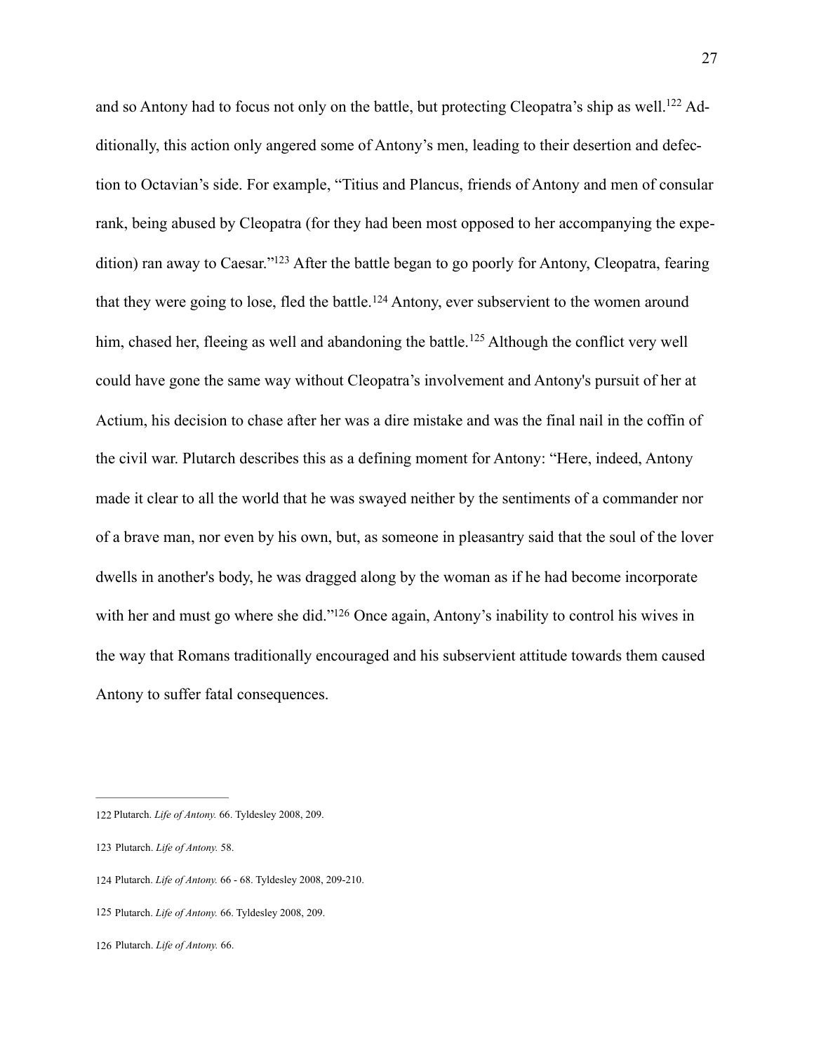and so Antony had to focus not only on the battle, but protecting Cleopatra's ship as well.[122] Additionally, this action only angered some of Antony's men, leading to their desertion and defection to Octavian's side. For example, "Titius and Plancus, friends of Antony and men of consular rank, being abused by Cleopatra (for they had been most opposed to her accompanying the expedition) ran away to Caesar."[123] After the battle began to go poorly for Antony, Cleopatra, fearing that they were going to lose, fled the battle.[124] Antony, ever subservient to the women around him, chased her, fleeing as well and abandoning the battle.[125] Although the conflict very well could have gone the same way without Cleopatra's involvement and Antony's pursuit of her at Actium, his decision to chase after her was a dire mistake and was the final nail in the coffin of the civil war. Plutarch describes this as a defining moment for Antony: "Here, indeed, Antony made it clear to all the world that he was swayed neither by the sentiments of a commander nor of a brave man, nor even by his own, but, as someone in pleasantry said that the soul of the lover dwells in another's body, he was dragged along by the woman as if he had become incorporate with her and must go where she did."[126] Once again, Antony's inability to control his wives in the way that Romans traditionally encouraged and his subservient attitude towards them caused Antony to suffer fatal consequences.

---

122 Plutarch. *Life of Antony.* 66. Tyldesley 2008, 209.

123 Plutarch. *Life of Antony.* 58.

124 Plutarch. *Life of Antony.* 66 - 68. Tyldesley 2008, 209-210.

125 Plutarch. *Life of Antony.* 66. Tyldesley 2008, 209.

126 Plutarch. *Life of Antony.* 66.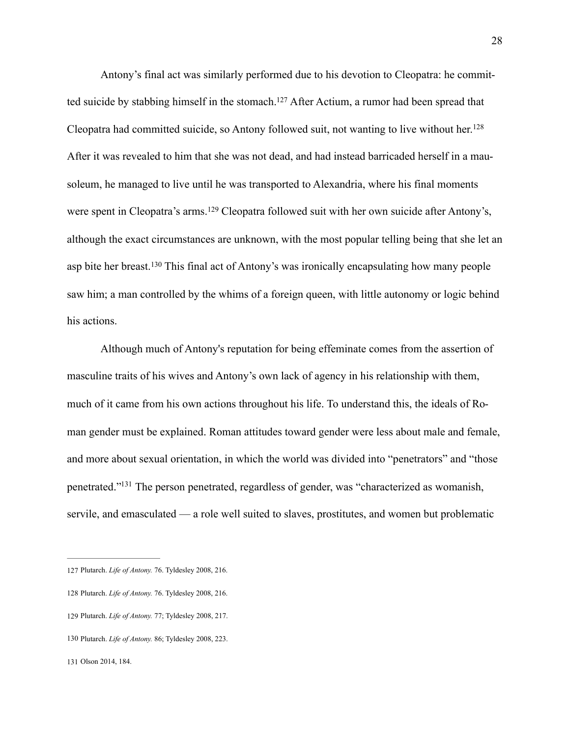Antony's final act was similarly performed due to his devotion to Cleopatra: he committed suicide by stabbing himself in the stomach.[127] After Actium, a rumor had been spread that Cleopatra had committed suicide, so Antony followed suit, not wanting to live without her.[128] After it was revealed to him that she was not dead, and had instead barricaded herself in a mausoleum, he managed to live until he was transported to Alexandria, where his final moments were spent in Cleopatra's arms.[129] Cleopatra followed suit with her own suicide after Antony's, although the exact circumstances are unknown, with the most popular telling being that she let an asp bite her breast.[130] This final act of Antony's was ironically encapsulating how many people saw him; a man controlled by the whims of a foreign queen, with little autonomy or logic behind his actions.

Although much of Antony's reputation for being effeminate comes from the assertion of masculine traits of his wives and Antony's own lack of agency in his relationship with them, much of it came from his own actions throughout his life. To understand this, the ideals of Roman gender must be explained. Roman attitudes toward gender were less about male and female, and more about sexual orientation, in which the world was divided into "penetrators" and "those penetrated."[131] The person penetrated, regardless of gender, was "characterized as womanish, servile, and emasculated — a role well suited to slaves, prostitutes, and women but problematic

---

127 Plutarch. *Life of Antony.* 76. Tyldesley 2008, 216.

128 Plutarch. *Life of Antony.* 76. Tyldesley 2008, 216.

129 Plutarch. *Life of Antony.* 77; Tyldesley 2008, 217.

130 Plutarch. *Life of Antony.* 86; Tyldesley 2008, 223.

131 Olson 2014, 184.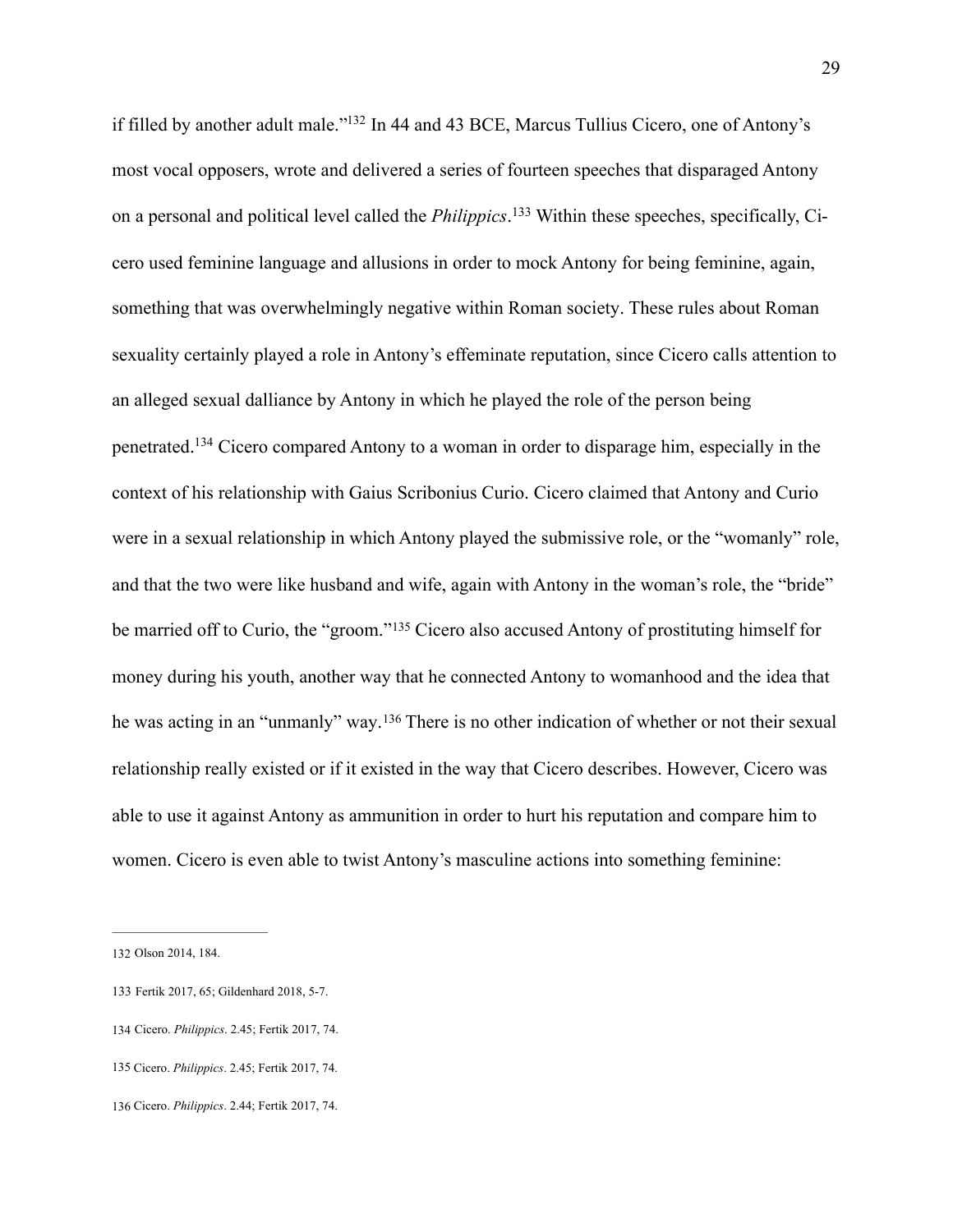if filled by another adult male."[132] In 44 and 43 BCE, Marcus Tullius Cicero, one of Antony's most vocal opposers, wrote and delivered a series of fourteen speeches that disparaged Antony on a personal and political level called the *Philippics*.[133] Within these speeches, specifically, Cicero used feminine language and allusions in order to mock Antony for being feminine, again, something that was overwhelmingly negative within Roman society. These rules about Roman sexuality certainly played a role in Antony's effeminate reputation, since Cicero calls attention to an alleged sexual dalliance by Antony in which he played the role of the person being penetrated.[134] Cicero compared Antony to a woman in order to disparage him, especially in the context of his relationship with Gaius Scribonius Curio. Cicero claimed that Antony and Curio were in a sexual relationship in which Antony played the submissive role, or the "womanly" role, and that the two were like husband and wife, again with Antony in the woman's role, the "bride" be married off to Curio, the "groom."[135] Cicero also accused Antony of prostituting himself for money during his youth, another way that he connected Antony to womanhood and the idea that he was acting in an "unmanly" way.[136] There is no other indication of whether or not their sexual relationship really existed or if it existed in the way that Cicero describes. However, Cicero was able to use it against Antony as ammunition in order to hurt his reputation and compare him to women. Cicero is even able to twist Antony's masculine actions into something feminine:

---

132 Olson 2014, 184.

133 Fertik 2017, 65; Gildenhard 2018, 5-7.

134 Cicero. *Philippics*. 2.45; Fertik 2017, 74.

135 Cicero. *Philippics*. 2.45; Fertik 2017, 74.

136 Cicero. *Philippics*. 2.44; Fertik 2017, 74.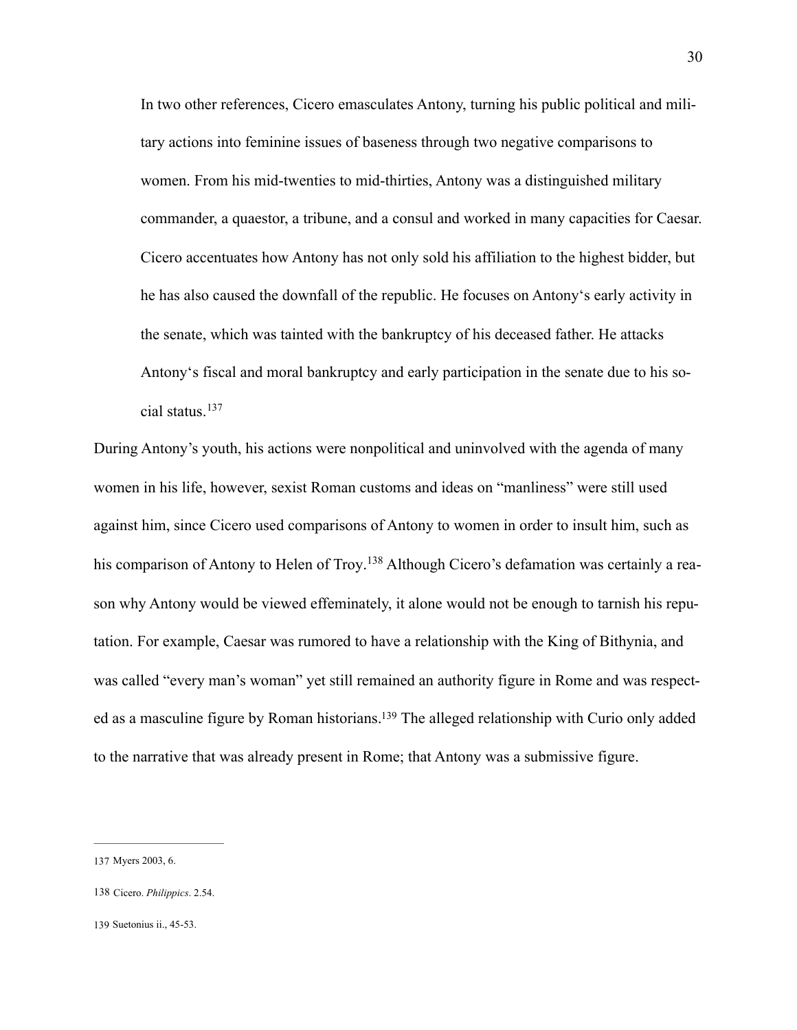> In two other references, Cicero emasculates Antony, turning his public political and military actions into feminine issues of baseness through two negative comparisons to women. From his mid-twenties to mid-thirties, Antony was a distinguished military commander, a quaestor, a tribune, and a consul and worked in many capacities for Caesar. Cicero accentuates how Antony has not only sold his affiliation to the highest bidder, but he has also caused the downfall of the republic. He focuses on Antony's early activity in the senate, which was tainted with the bankruptcy of his deceased father. He attacks Antony's fiscal and moral bankruptcy and early participation in the senate due to his social status.[137]

During Antony's youth, his actions were nonpolitical and uninvolved with the agenda of many women in his life, however, sexist Roman customs and ideas on "manliness" were still used against him, since Cicero used comparisons of Antony to women in order to insult him, such as his comparison of Antony to Helen of Troy.[138] Although Cicero's defamation was certainly a reason why Antony would be viewed effeminately, it alone would not be enough to tarnish his reputation. For example, Caesar was rumored to have a relationship with the King of Bithynia, and was called "every man's woman" yet still remained an authority figure in Rome and was respected as a masculine figure by Roman historians.[139] The alleged relationship with Curio only added to the narrative that was already present in Rome; that Antony was a submissive figure.

---

137 Myers 2003, 6.

138 Cicero. *Philippics*. 2.54.

139 Suetonius ii., 45-53.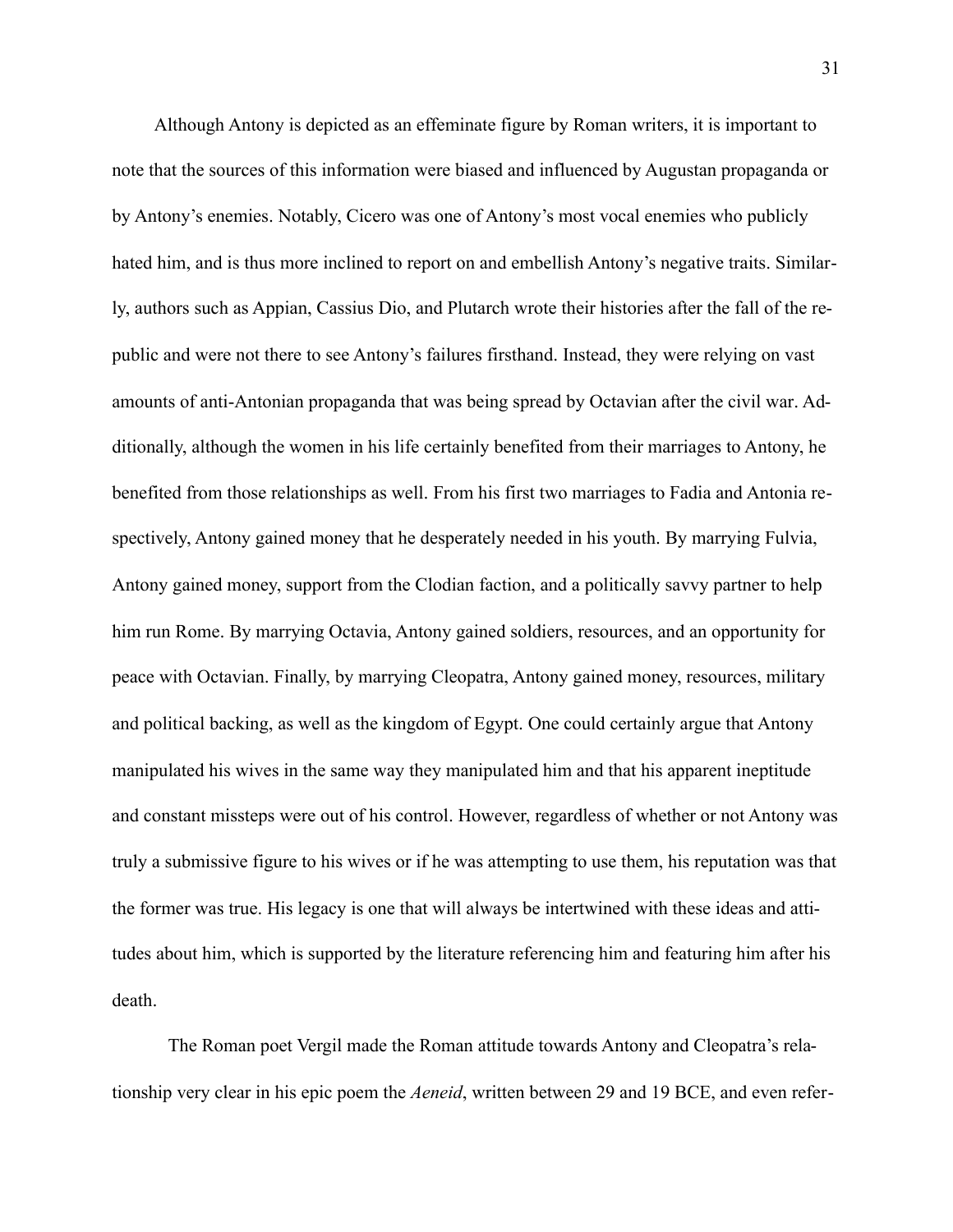Although Antony is depicted as an effeminate figure by Roman writers, it is important to note that the sources of this information were biased and influenced by Augustan propaganda or by Antony's enemies. Notably, Cicero was one of Antony's most vocal enemies who publicly hated him, and is thus more inclined to report on and embellish Antony's negative traits. Similarly, authors such as Appian, Cassius Dio, and Plutarch wrote their histories after the fall of the republic and were not there to see Antony's failures firsthand. Instead, they were relying on vast amounts of anti-Antonian propaganda that was being spread by Octavian after the civil war. Additionally, although the women in his life certainly benefited from their marriages to Antony, he benefited from those relationships as well. From his first two marriages to Fadia and Antonia respectively, Antony gained money that he desperately needed in his youth. By marrying Fulvia, Antony gained money, support from the Clodian faction, and a politically savvy partner to help him run Rome. By marrying Octavia, Antony gained soldiers, resources, and an opportunity for peace with Octavian. Finally, by marrying Cleopatra, Antony gained money, resources, military and political backing, as well as the kingdom of Egypt. One could certainly argue that Antony manipulated his wives in the same way they manipulated him and that his apparent ineptitude and constant missteps were out of his control. However, regardless of whether or not Antony was truly a submissive figure to his wives or if he was attempting to use them, his reputation was that the former was true. His legacy is one that will always be intertwined with these ideas and attitudes about him, which is supported by the literature referencing him and featuring him after his death.

The Roman poet Vergil made the Roman attitude towards Antony and Cleopatra's relationship very clear in his epic poem the *Aeneid*, written between 29 and 19 BCE, and even refer-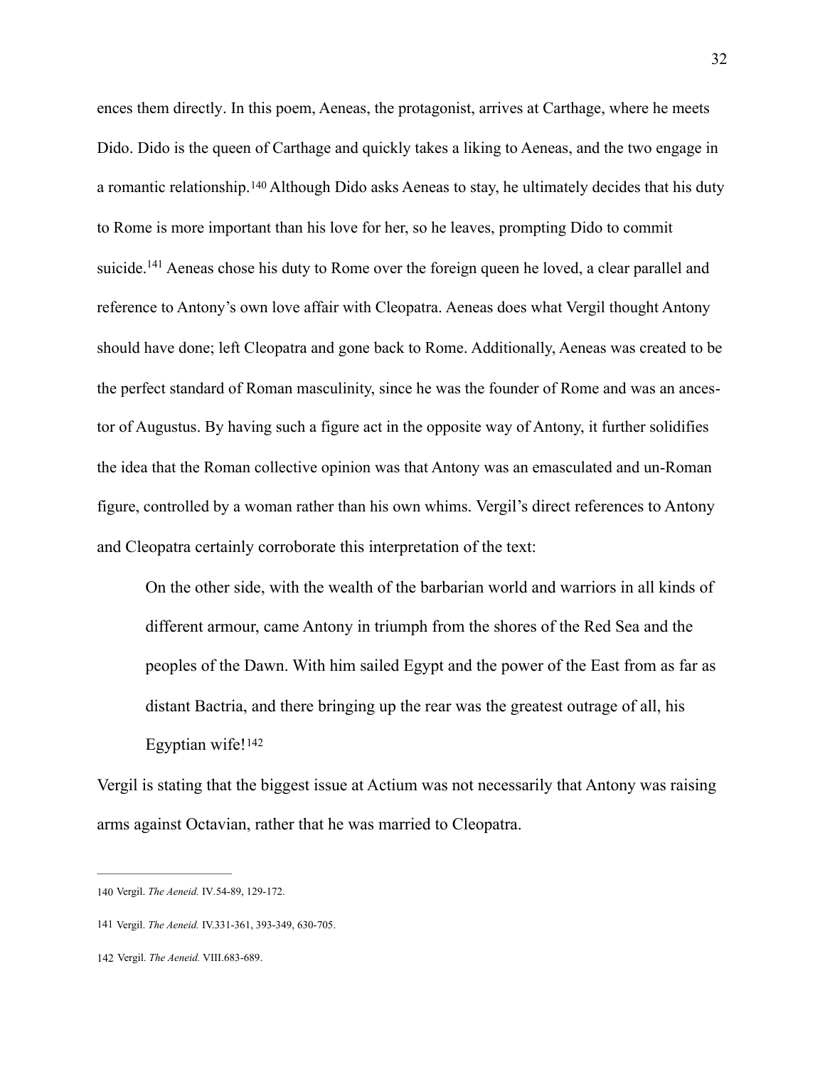ences them directly. In this poem, Aeneas, the protagonist, arrives at Carthage, where he meets Dido. Dido is the queen of Carthage and quickly takes a liking to Aeneas, and the two engage in a romantic relationship.[140] Although Dido asks Aeneas to stay, he ultimately decides that his duty to Rome is more important than his love for her, so he leaves, prompting Dido to commit suicide.[141] Aeneas chose his duty to Rome over the foreign queen he loved, a clear parallel and reference to Antony's own love affair with Cleopatra. Aeneas does what Vergil thought Antony should have done; left Cleopatra and gone back to Rome. Additionally, Aeneas was created to be the perfect standard of Roman masculinity, since he was the founder of Rome and was an ancestor of Augustus. By having such a figure act in the opposite way of Antony, it further solidifies the idea that the Roman collective opinion was that Antony was an emasculated and un-Roman figure, controlled by a woman rather than his own whims. Vergil's direct references to Antony and Cleopatra certainly corroborate this interpretation of the text:

> On the other side, with the wealth of the barbarian world and warriors in all kinds of different armour, came Antony in triumph from the shores of the Red Sea and the peoples of the Dawn. With him sailed Egypt and the power of the East from as far as distant Bactria, and there bringing up the rear was the greatest outrage of all, his Egyptian wife![142]

Vergil is stating that the biggest issue at Actium was not necessarily that Antony was raising arms against Octavian, rather that he was married to Cleopatra.

---

140 Vergil. *The Aeneid.* IV.54-89, 129-172.

141 Vergil. *The Aeneid.* IV.331-361, 393-349, 630-705.

142 Vergil. *The Aeneid.* VIII.683-689.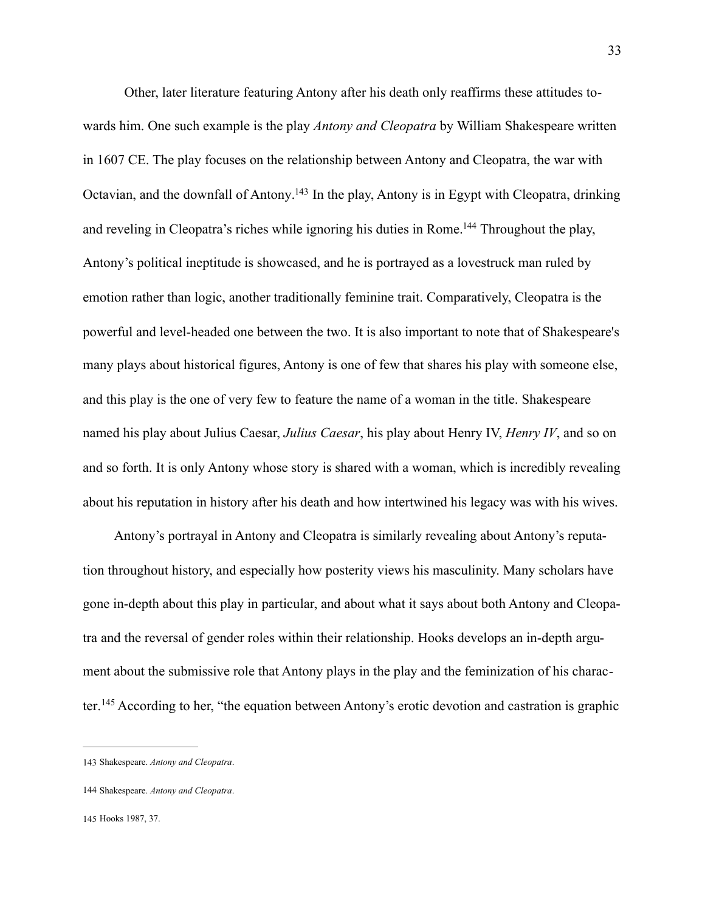Other, later literature featuring Antony after his death only reaffirms these attitudes towards him. One such example is the play *Antony and Cleopatra* by William Shakespeare written in 1607 CE. The play focuses on the relationship between Antony and Cleopatra, the war with Octavian, and the downfall of Antony.[143] In the play, Antony is in Egypt with Cleopatra, drinking and reveling in Cleopatra's riches while ignoring his duties in Rome.[144] Throughout the play, Antony's political ineptitude is showcased, and he is portrayed as a lovestruck man ruled by emotion rather than logic, another traditionally feminine trait. Comparatively, Cleopatra is the powerful and level-headed one between the two. It is also important to note that of Shakespeare's many plays about historical figures, Antony is one of few that shares his play with someone else, and this play is the one of very few to feature the name of a woman in the title. Shakespeare named his play about Julius Caesar, *Julius Caesar*, his play about Henry IV, *Henry IV*, and so on and so forth. It is only Antony whose story is shared with a woman, which is incredibly revealing about his reputation in history after his death and how intertwined his legacy was with his wives.

Antony's portrayal in Antony and Cleopatra is similarly revealing about Antony's reputation throughout history, and especially how posterity views his masculinity. Many scholars have gone in-depth about this play in particular, and about what it says about both Antony and Cleopatra and the reversal of gender roles within their relationship. Hooks develops an in-depth argument about the submissive role that Antony plays in the play and the feminization of his character.[145] According to her, "the equation between Antony's erotic devotion and castration is graphic

143 Shakespeare. *Antony and Cleopatra*.

144 Shakespeare. *Antony and Cleopatra*.

145 Hooks 1987, 37.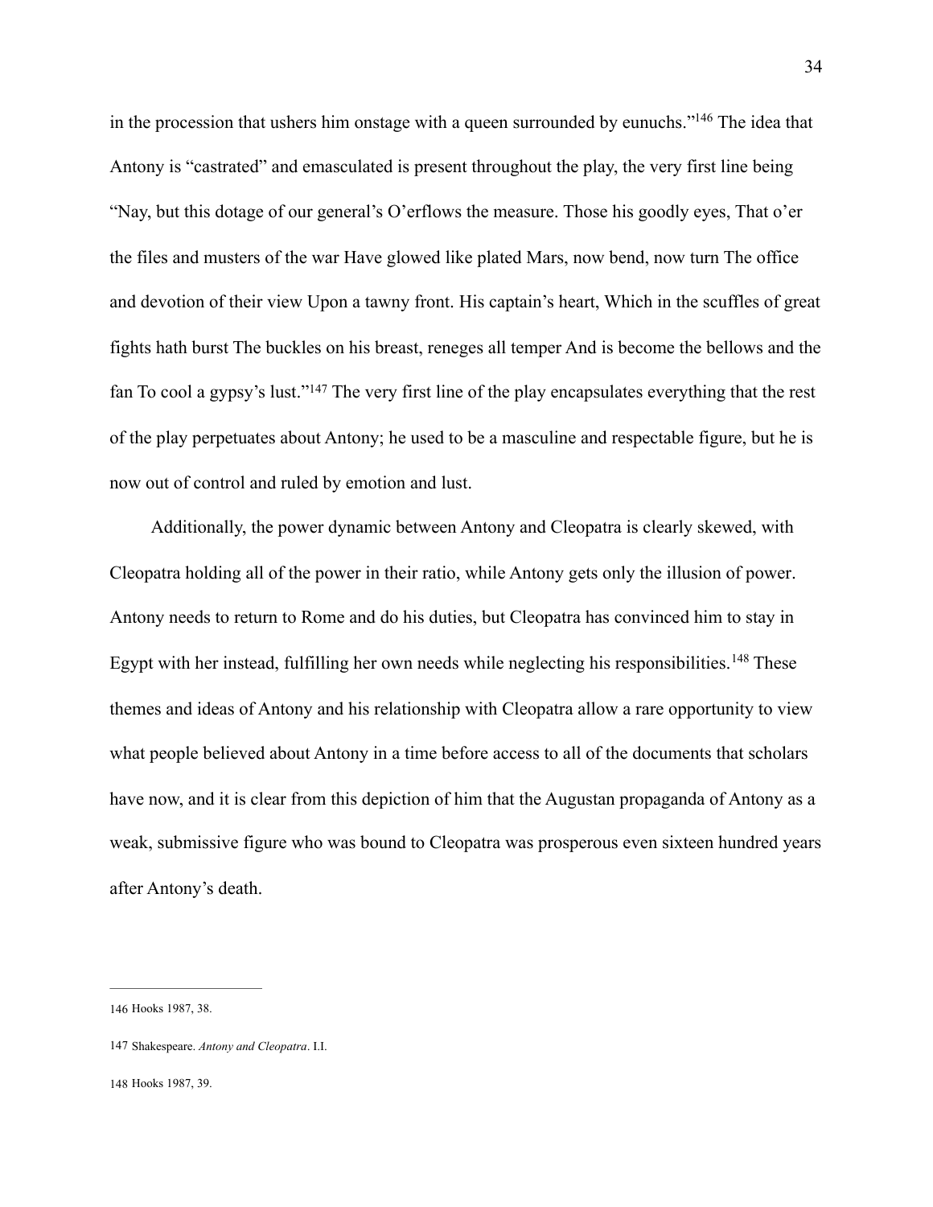in the procession that ushers him onstage with a queen surrounded by eunuchs."[146] The idea that Antony is "castrated" and emasculated is present throughout the play, the very first line being "Nay, but this dotage of our general's O'erflows the measure. Those his goodly eyes, That o'er the files and musters of the war Have glowed like plated Mars, now bend, now turn The office and devotion of their view Upon a tawny front. His captain's heart, Which in the scuffles of great fights hath burst The buckles on his breast, reneges all temper And is become the bellows and the fan To cool a gypsy's lust."[147] The very first line of the play encapsulates everything that the rest of the play perpetuates about Antony; he used to be a masculine and respectable figure, but he is now out of control and ruled by emotion and lust.

Additionally, the power dynamic between Antony and Cleopatra is clearly skewed, with Cleopatra holding all of the power in their ratio, while Antony gets only the illusion of power. Antony needs to return to Rome and do his duties, but Cleopatra has convinced him to stay in Egypt with her instead, fulfilling her own needs while neglecting his responsibilities.[148] These themes and ideas of Antony and his relationship with Cleopatra allow a rare opportunity to view what people believed about Antony in a time before access to all of the documents that scholars have now, and it is clear from this depiction of him that the Augustan propaganda of Antony as a weak, submissive figure who was bound to Cleopatra was prosperous even sixteen hundred years after Antony's death.

---

146 Hooks 1987, 38.

147 Shakespeare. *Antony and Cleopatra*. I.I.

148 Hooks 1987, 39.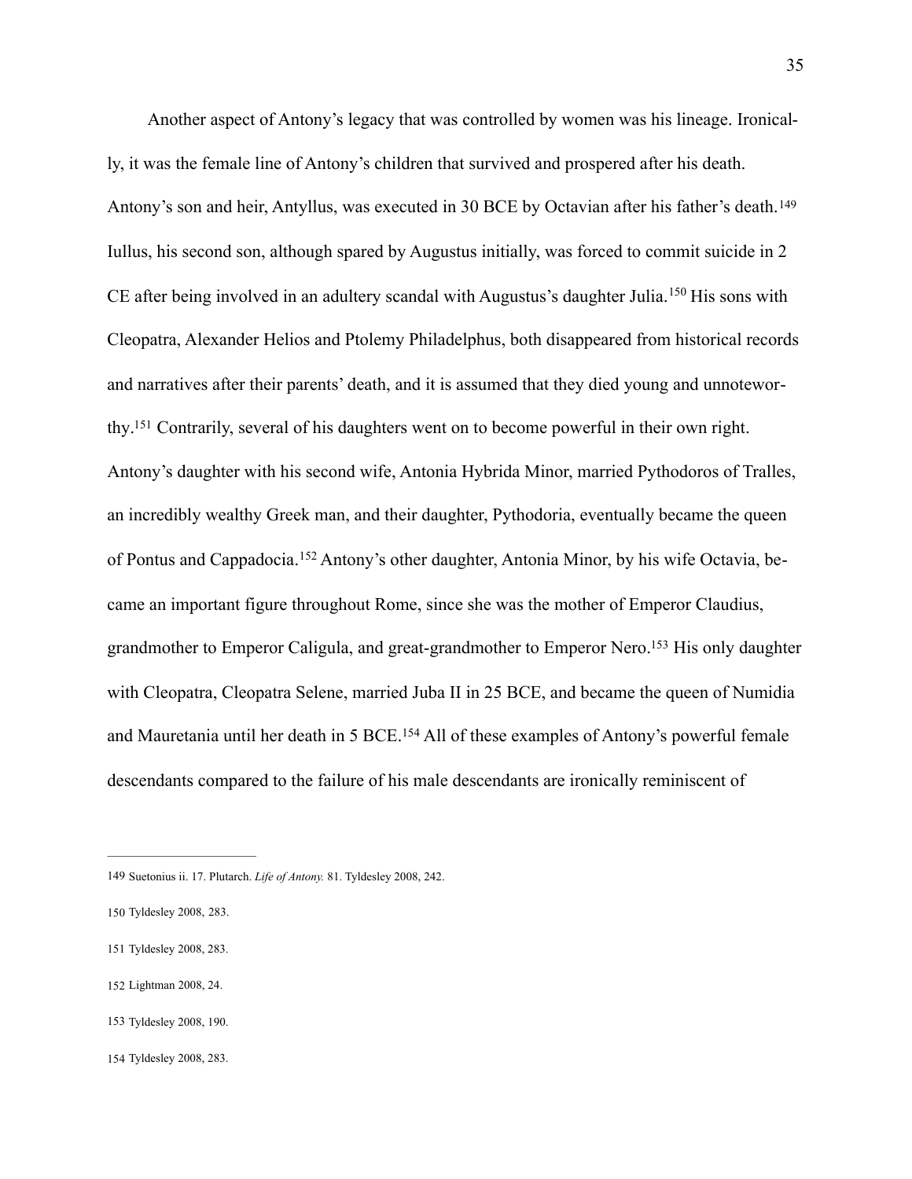Another aspect of Antony's legacy that was controlled by women was his lineage. Ironically, it was the female line of Antony's children that survived and prospered after his death. Antony's son and heir, Antyllus, was executed in 30 BCE by Octavian after his father's death.[149] Iullus, his second son, although spared by Augustus initially, was forced to commit suicide in 2 CE after being involved in an adultery scandal with Augustus's daughter Julia.[150] His sons with Cleopatra, Alexander Helios and Ptolemy Philadelphus, both disappeared from historical records and narratives after their parents' death, and it is assumed that they died young and unnoteworthy.[151] Contrarily, several of his daughters went on to become powerful in their own right. Antony's daughter with his second wife, Antonia Hybrida Minor, married Pythodoros of Tralles, an incredibly wealthy Greek man, and their daughter, Pythodoria, eventually became the queen of Pontus and Cappadocia.[152] Antony's other daughter, Antonia Minor, by his wife Octavia, became an important figure throughout Rome, since she was the mother of Emperor Claudius, grandmother to Emperor Caligula, and great-grandmother to Emperor Nero.[153] His only daughter with Cleopatra, Cleopatra Selene, married Juba II in 25 BCE, and became the queen of Numidia and Mauretania until her death in 5 BCE.[154] All of these examples of Antony's powerful female descendants compared to the failure of his male descendants are ironically reminiscent of

---

149 Suetonius ii. 17. Plutarch. *Life of Antony.* 81. Tyldesley 2008, 242.

150 Tyldesley 2008, 283.

151 Tyldesley 2008, 283.

152 Lightman 2008, 24.

153 Tyldesley 2008, 190.

154 Tyldesley 2008, 283.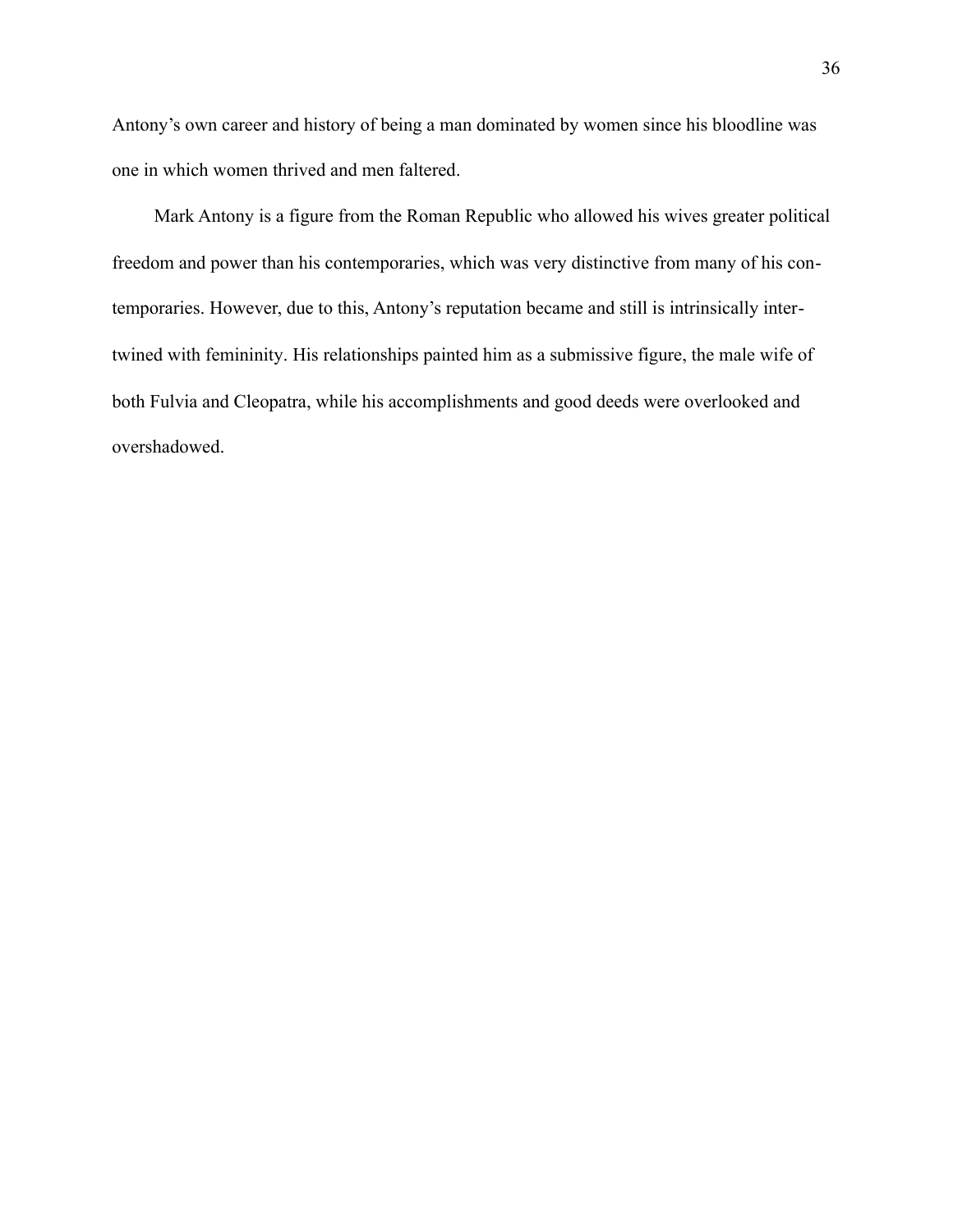Antony's own career and history of being a man dominated by women since his bloodline was one in which women thrived and men faltered.

Mark Antony is a figure from the Roman Republic who allowed his wives greater political freedom and power than his contemporaries, which was very distinctive from many of his contemporaries. However, due to this, Antony's reputation became and still is intrinsically intertwined with femininity. His relationships painted him as a submissive figure, the male wife of both Fulvia and Cleopatra, while his accomplishments and good deeds were overlooked and overshadowed.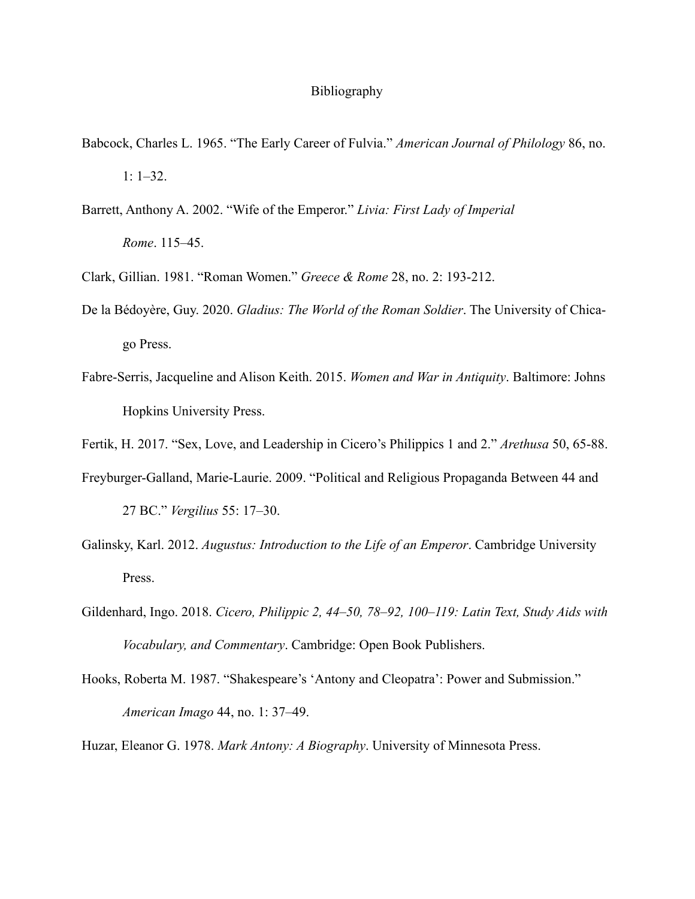# Bibliography

Babcock, Charles L. 1965. "The Early Career of Fulvia." *American Journal of Philology* 86, no. 1: 1–32.

Barrett, Anthony A. 2002. "Wife of the Emperor." *Livia: First Lady of Imperial Rome*. 115–45.

Clark, Gillian. 1981. "Roman Women." *Greece & Rome* 28, no. 2: 193-212.

De la Bédoyère, Guy. 2020. *Gladius: The World of the Roman Soldier*. The University of Chicago Press.

Fabre-Serris, Jacqueline and Alison Keith. 2015. *Women and War in Antiquity*. Baltimore: Johns Hopkins University Press.

Fertik, H. 2017. "Sex, Love, and Leadership in Cicero's Philippics 1 and 2." *Arethusa* 50, 65-88.

Freyburger-Galland, Marie-Laurie. 2009. "Political and Religious Propaganda Between 44 and 27 BC." *Vergilius* 55: 17–30.

Galinsky, Karl. 2012. *Augustus: Introduction to the Life of an Emperor*. Cambridge University Press.

Gildenhard, Ingo. 2018. *Cicero, Philippic 2, 44–50, 78–92, 100–119: Latin Text, Study Aids with Vocabulary, and Commentary*. Cambridge: Open Book Publishers.

Hooks, Roberta M. 1987. "Shakespeare's 'Antony and Cleopatra': Power and Submission." *American Imago* 44, no. 1: 37–49.

Huzar, Eleanor G. 1978. *Mark Antony: A Biography*. University of Minnesota Press.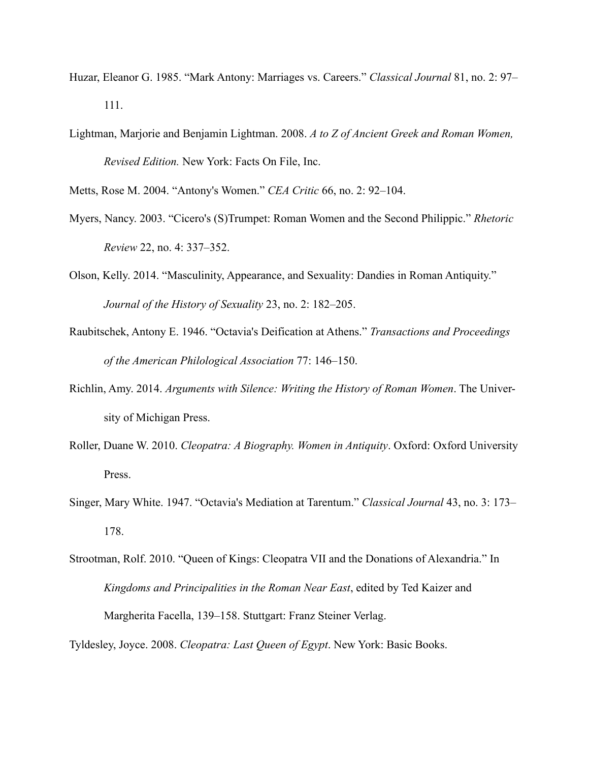Huzar, Eleanor G. 1985. "Mark Antony: Marriages vs. Careers." *Classical Journal* 81, no. 2: 97–111.

Lightman, Marjorie and Benjamin Lightman. 2008. *A to Z of Ancient Greek and Roman Women, Revised Edition.* New York: Facts On File, Inc.

Metts, Rose M. 2004. "Antony's Women." *CEA Critic* 66, no. 2: 92–104.

Myers, Nancy. 2003. "Cicero's (S)Trumpet: Roman Women and the Second Philippic." *Rhetoric Review* 22, no. 4: 337–352.

Olson, Kelly. 2014. "Masculinity, Appearance, and Sexuality: Dandies in Roman Antiquity." *Journal of the History of Sexuality* 23, no. 2: 182–205.

Raubitschek, Antony E. 1946. "Octavia's Deification at Athens." *Transactions and Proceedings of the American Philological Association* 77: 146–150.

Richlin, Amy. 2014. *Arguments with Silence: Writing the History of Roman Women*. The University of Michigan Press.

Roller, Duane W. 2010. *Cleopatra: A Biography. Women in Antiquity*. Oxford: Oxford University Press.

Singer, Mary White. 1947. "Octavia's Mediation at Tarentum." *Classical Journal* 43, no. 3: 173–178.

Strootman, Rolf. 2010. "Queen of Kings: Cleopatra VII and the Donations of Alexandria." In *Kingdoms and Principalities in the Roman Near East*, edited by Ted Kaizer and Margherita Facella, 139–158. Stuttgart: Franz Steiner Verlag.

Tyldesley, Joyce. 2008. *Cleopatra: Last Queen of Egypt*. New York: Basic Books.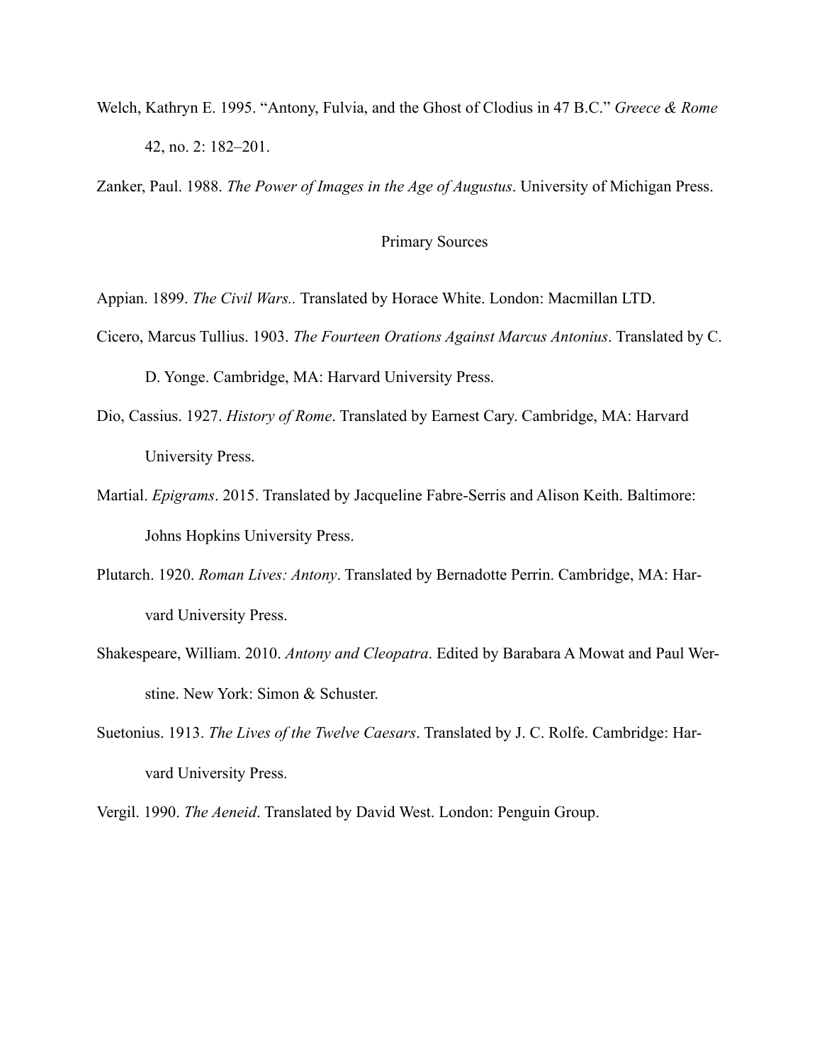Welch, Kathryn E. 1995. "Antony, Fulvia, and the Ghost of Clodius in 47 B.C." *Greece & Rome* 42, no. 2: 182–201.

Zanker, Paul. 1988. *The Power of Images in the Age of Augustus*. University of Michigan Press.

## Primary Sources

Appian. 1899. *The Civil Wars..* Translated by Horace White. London: Macmillan LTD.

Cicero, Marcus Tullius. 1903. *The Fourteen Orations Against Marcus Antonius*. Translated by C. D. Yonge. Cambridge, MA: Harvard University Press.

Dio, Cassius. 1927. *History of Rome*. Translated by Earnest Cary. Cambridge, MA: Harvard University Press.

Martial. *Epigrams*. 2015. Translated by Jacqueline Fabre-Serris and Alison Keith. Baltimore: Johns Hopkins University Press.

Plutarch. 1920. *Roman Lives: Antony*. Translated by Bernadotte Perrin. Cambridge, MA: Harvard University Press.

Shakespeare, William. 2010. *Antony and Cleopatra*. Edited by Barabara A Mowat and Paul Werstine. New York: Simon & Schuster.

Suetonius. 1913. *The Lives of the Twelve Caesars*. Translated by J. C. Rolfe. Cambridge: Harvard University Press.

Vergil. 1990. *The Aeneid*. Translated by David West. London: Penguin Group.